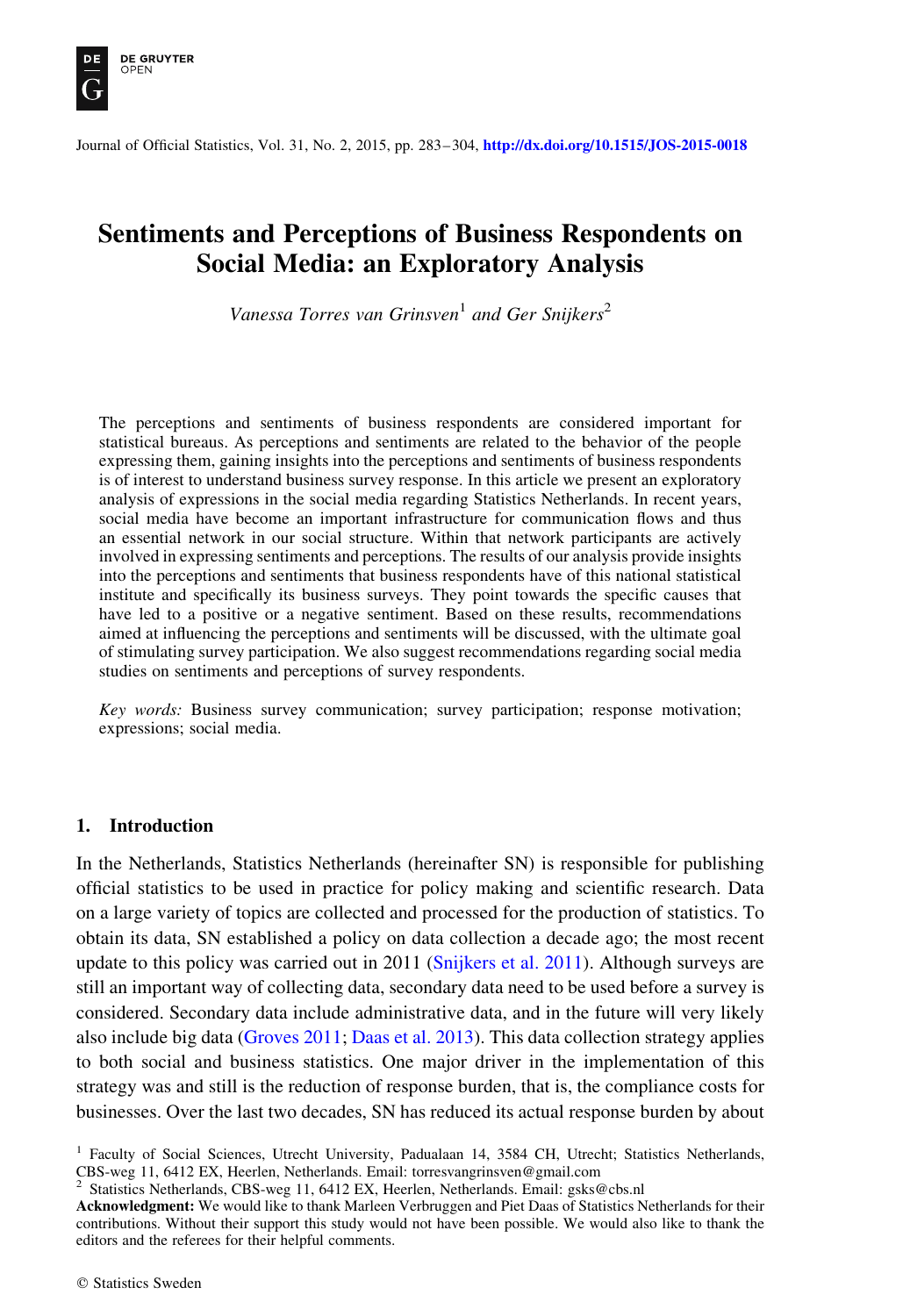# Sentiments and Perceptions of Business Respondents on Social Media: an Exploratory Analysis

*Vanessa Torres van Grinsven*[1] *and Ger Snijkers*[2]

The perceptions and sentiments of business respondents are considered important for statistical bureaus. As perceptions and sentiments are related to the behavior of the people expressing them, gaining insights into the perceptions and sentiments of business respondents is of interest to understand business survey response. In this article we present an exploratory analysis of expressions in the social media regarding Statistics Netherlands. In recent years, social media have become an important infrastructure for communication flows and thus an essential network in our social structure. Within that network participants are actively involved in expressing sentiments and perceptions. The results of our analysis provide insights into the perceptions and sentiments that business respondents have of this national statistical institute and specifically its business surveys. They point towards the specific causes that have led to a positive or a negative sentiment. Based on these results, recommendations aimed at influencing the perceptions and sentiments will be discussed, with the ultimate goal of stimulating survey participation. We also suggest recommendations regarding social media studies on sentiments and perceptions of survey respondents.

*Key words:* Business survey communication; survey participation; response motivation; expressions; social media.

## 1. Introduction

In the Netherlands, Statistics Netherlands (hereinafter SN) is responsible for publishing official statistics to be used in practice for policy making and scientific research. Data on a large variety of topics are collected and processed for the production of statistics. To obtain its data, SN established a policy on data collection a decade ago; the most recent update to this policy was carried out in 2011 (Snijkers et al. 2011). Although surveys are still an important way of collecting data, secondary data need to be used before a survey is considered. Secondary data include administrative data, and in the future will very likely also include big data (Groves 2011; Daas et al. 2013). This data collection strategy applies to both social and business statistics. One major driver in the implementation of this strategy was and still is the reduction of response burden, that is, the compliance costs for businesses. Over the last two decades, SN has reduced its actual response burden by about

[1] Faculty of Social Sciences, Utrecht University, Padualaan 14, 3584 CH, Utrecht; Statistics Netherlands, CBS-weg 11, 6412 EX, Heerlen, Netherlands. Email: torresvangrinsven@gmail.com

[2] Statistics Netherlands, CBS-weg 11, 6412 EX, Heerlen, Netherlands. Email: gsks@cbs.nl

**Acknowledgment:** We would like to thank Marleen Verbruggen and Piet Daas of Statistics Netherlands for their contributions. Without their support this study would not have been possible. We would also like to thank the editors and the referees for their helpful comments.

© Statistics Sweden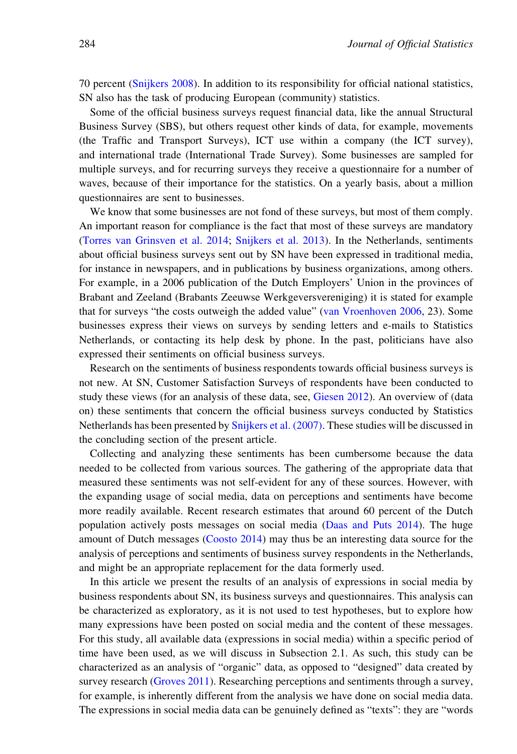70 percent (Snijkers 2008). In addition to its responsibility for official national statistics, SN also has the task of producing European (community) statistics.

Some of the official business surveys request financial data, like the annual Structural Business Survey (SBS), but others request other kinds of data, for example, movements (the Traffic and Transport Surveys), ICT use within a company (the ICT survey), and international trade (International Trade Survey). Some businesses are sampled for multiple surveys, and for recurring surveys they receive a questionnaire for a number of waves, because of their importance for the statistics. On a yearly basis, about a million questionnaires are sent to businesses.

We know that some businesses are not fond of these surveys, but most of them comply. An important reason for compliance is the fact that most of these surveys are mandatory (Torres van Grinsven et al. 2014; Snijkers et al. 2013). In the Netherlands, sentiments about official business surveys sent out by SN have been expressed in traditional media, for instance in newspapers, and in publications by business organizations, among others. For example, in a 2006 publication of the Dutch Employers' Union in the provinces of Brabant and Zeeland (Brabants Zeeuwse Werkgeversvereniging) it is stated for example that for surveys "the costs outweigh the added value" (van Vroenhoven 2006, 23). Some businesses express their views on surveys by sending letters and e-mails to Statistics Netherlands, or contacting its help desk by phone. In the past, politicians have also expressed their sentiments on official business surveys.

Research on the sentiments of business respondents towards official business surveys is not new. At SN, Customer Satisfaction Surveys of respondents have been conducted to study these views (for an analysis of these data, see, Giesen 2012). An overview of (data on) these sentiments that concern the official business surveys conducted by Statistics Netherlands has been presented by Snijkers et al. (2007). These studies will be discussed in the concluding section of the present article.

Collecting and analyzing these sentiments has been cumbersome because the data needed to be collected from various sources. The gathering of the appropriate data that measured these sentiments was not self-evident for any of these sources. However, with the expanding usage of social media, data on perceptions and sentiments have become more readily available. Recent research estimates that around 60 percent of the Dutch population actively posts messages on social media (Daas and Puts 2014). The huge amount of Dutch messages (Coosto 2014) may thus be an interesting data source for the analysis of perceptions and sentiments of business survey respondents in the Netherlands, and might be an appropriate replacement for the data formerly used.

In this article we present the results of an analysis of expressions in social media by business respondents about SN, its business surveys and questionnaires. This analysis can be characterized as exploratory, as it is not used to test hypotheses, but to explore how many expressions have been posted on social media and the content of these messages. For this study, all available data (expressions in social media) within a specific period of time have been used, as we will discuss in Subsection 2.1. As such, this study can be characterized as an analysis of "organic" data, as opposed to "designed" data created by survey research (Groves 2011). Researching perceptions and sentiments through a survey, for example, is inherently different from the analysis we have done on social media data. The expressions in social media data can be genuinely defined as "texts": they are "words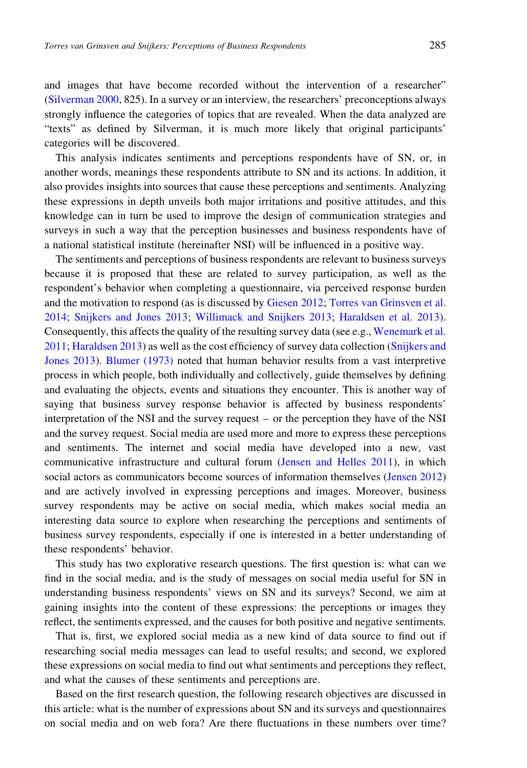and images that have become recorded without the intervention of a researcher" (Silverman 2000, 825). In a survey or an interview, the researchers' preconceptions always strongly influence the categories of topics that are revealed. When the data analyzed are "texts" as defined by Silverman, it is much more likely that original participants' categories will be discovered.

This analysis indicates sentiments and perceptions respondents have of SN, or, in another words, meanings these respondents attribute to SN and its actions. In addition, it also provides insights into sources that cause these perceptions and sentiments. Analyzing these expressions in depth unveils both major irritations and positive attitudes, and this knowledge can in turn be used to improve the design of communication strategies and surveys in such a way that the perception businesses and business respondents have of a national statistical institute (hereinafter NSI) will be influenced in a positive way.

The sentiments and perceptions of business respondents are relevant to business surveys because it is proposed that these are related to survey participation, as well as the respondent's behavior when completing a questionnaire, via perceived response burden and the motivation to respond (as is discussed by Giesen 2012; Torres van Grinsven et al. 2014; Snijkers and Jones 2013; Willimack and Snijkers 2013; Haraldsen et al. 2013). Consequently, this affects the quality of the resulting survey data (see e.g., Wenemark et al. 2011; Haraldsen 2013) as well as the cost efficiency of survey data collection (Snijkers and Jones 2013). Blumer (1973) noted that human behavior results from a vast interpretive process in which people, both individually and collectively, guide themselves by defining and evaluating the objects, events and situations they encounter. This is another way of saying that business survey response behavior is affected by business respondents' interpretation of the NSI and the survey request – or the perception they have of the NSI and the survey request. Social media are used more and more to express these perceptions and sentiments. The internet and social media have developed into a new, vast communicative infrastructure and cultural forum (Jensen and Helles 2011), in which social actors as communicators become sources of information themselves (Jensen 2012) and are actively involved in expressing perceptions and images. Moreover, business survey respondents may be active on social media, which makes social media an interesting data source to explore when researching the perceptions and sentiments of business survey respondents, especially if one is interested in a better understanding of these respondents' behavior.

This study has two explorative research questions. The first question is: what can we find in the social media, and is the study of messages on social media useful for SN in understanding business respondents' views on SN and its surveys? Second, we aim at gaining insights into the content of these expressions: the perceptions or images they reflect, the sentiments expressed, and the causes for both positive and negative sentiments.

That is, first, we explored social media as a new kind of data source to find out if researching social media messages can lead to useful results; and second, we explored these expressions on social media to find out what sentiments and perceptions they reflect, and what the causes of these sentiments and perceptions are.

Based on the first research question, the following research objectives are discussed in this article: what is the number of expressions about SN and its surveys and questionnaires on social media and on web fora? Are there fluctuations in these numbers over time?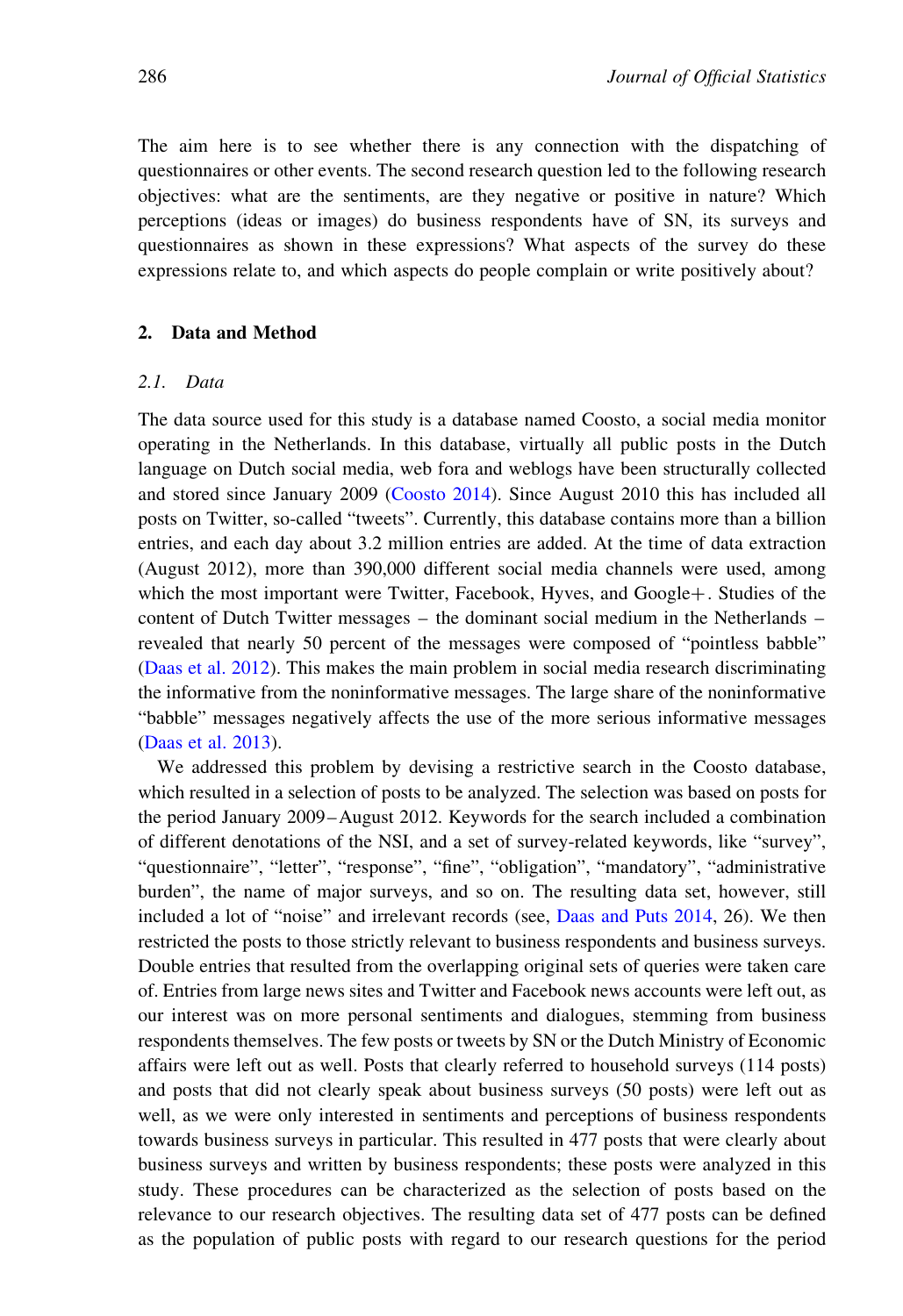The aim here is to see whether there is any connection with the dispatching of questionnaires or other events. The second research question led to the following research objectives: what are the sentiments, are they negative or positive in nature? Which perceptions (ideas or images) do business respondents have of SN, its surveys and questionnaires as shown in these expressions? What aspects of the survey do these expressions relate to, and which aspects do people complain or write positively about?

## 2. Data and Method

### 2.1. *Data*

The data source used for this study is a database named Coosto, a social media monitor operating in the Netherlands. In this database, virtually all public posts in the Dutch language on Dutch social media, web fora and weblogs have been structurally collected and stored since January 2009 (Coosto 2014). Since August 2010 this has included all posts on Twitter, so-called "tweets". Currently, this database contains more than a billion entries, and each day about 3.2 million entries are added. At the time of data extraction (August 2012), more than 390,000 different social media channels were used, among which the most important were Twitter, Facebook, Hyves, and Google+. Studies of the content of Dutch Twitter messages – the dominant social medium in the Netherlands – revealed that nearly 50 percent of the messages were composed of "pointless babble" (Daas et al. 2012). This makes the main problem in social media research discriminating the informative from the noninformative messages. The large share of the noninformative "babble" messages negatively affects the use of the more serious informative messages (Daas et al. 2013).

We addressed this problem by devising a restrictive search in the Coosto database, which resulted in a selection of posts to be analyzed. The selection was based on posts for the period January 2009–August 2012. Keywords for the search included a combination of different denotations of the NSI, and a set of survey-related keywords, like "survey", "questionnaire", "letter", "response", "fine", "obligation", "mandatory", "administrative burden", the name of major surveys, and so on. The resulting data set, however, still included a lot of "noise" and irrelevant records (see, Daas and Puts 2014, 26). We then restricted the posts to those strictly relevant to business respondents and business surveys. Double entries that resulted from the overlapping original sets of queries were taken care of. Entries from large news sites and Twitter and Facebook news accounts were left out, as our interest was on more personal sentiments and dialogues, stemming from business respondents themselves. The few posts or tweets by SN or the Dutch Ministry of Economic affairs were left out as well. Posts that clearly referred to household surveys (114 posts) and posts that did not clearly speak about business surveys (50 posts) were left out as well, as we were only interested in sentiments and perceptions of business respondents towards business surveys in particular. This resulted in 477 posts that were clearly about business surveys and written by business respondents; these posts were analyzed in this study. These procedures can be characterized as the selection of posts based on the relevance to our research objectives. The resulting data set of 477 posts can be defined as the population of public posts with regard to our research questions for the period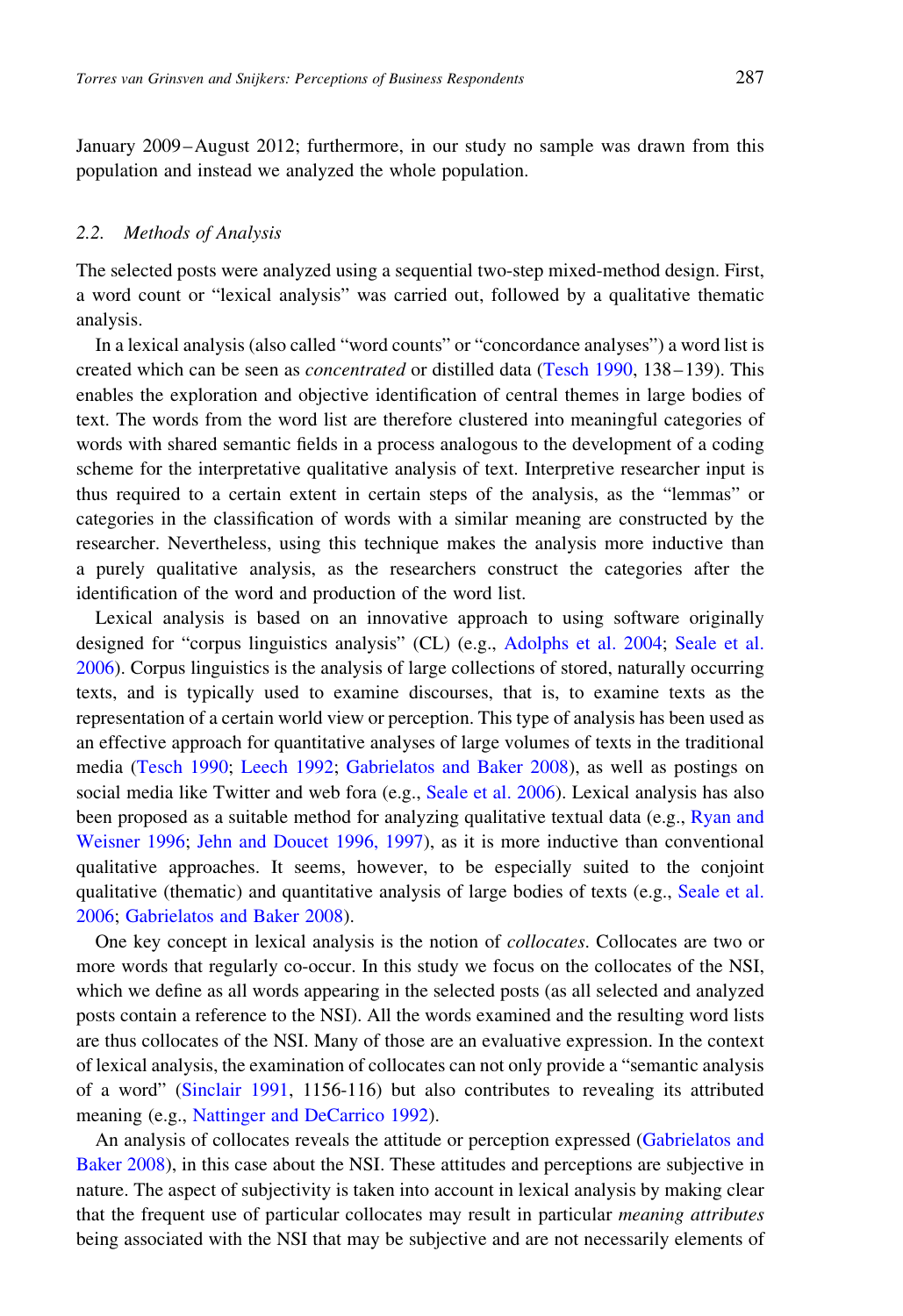January 2009–August 2012; furthermore, in our study no sample was drawn from this population and instead we analyzed the whole population.

### 2.2. Methods of Analysis

The selected posts were analyzed using a sequential two-step mixed-method design. First, a word count or "lexical analysis" was carried out, followed by a qualitative thematic analysis.

In a lexical analysis (also called "word counts" or "concordance analyses") a word list is created which can be seen as *concentrated* or distilled data (Tesch 1990, 138–139). This enables the exploration and objective identification of central themes in large bodies of text. The words from the word list are therefore clustered into meaningful categories of words with shared semantic fields in a process analogous to the development of a coding scheme for the interpretative qualitative analysis of text. Interpretive researcher input is thus required to a certain extent in certain steps of the analysis, as the "lemmas" or categories in the classification of words with a similar meaning are constructed by the researcher. Nevertheless, using this technique makes the analysis more inductive than a purely qualitative analysis, as the researchers construct the categories after the identification of the word and production of the word list.

Lexical analysis is based on an innovative approach to using software originally designed for "corpus linguistics analysis" (CL) (e.g., Adolphs et al. 2004; Seale et al. 2006). Corpus linguistics is the analysis of large collections of stored, naturally occurring texts, and is typically used to examine discourses, that is, to examine texts as the representation of a certain world view or perception. This type of analysis has been used as an effective approach for quantitative analyses of large volumes of texts in the traditional media (Tesch 1990; Leech 1992; Gabrielatos and Baker 2008), as well as postings on social media like Twitter and web fora (e.g., Seale et al. 2006). Lexical analysis has also been proposed as a suitable method for analyzing qualitative textual data (e.g., Ryan and Weisner 1996; Jehn and Doucet 1996, 1997), as it is more inductive than conventional qualitative approaches. It seems, however, to be especially suited to the conjoint qualitative (thematic) and quantitative analysis of large bodies of texts (e.g., Seale et al. 2006; Gabrielatos and Baker 2008).

One key concept in lexical analysis is the notion of *collocates*. Collocates are two or more words that regularly co-occur. In this study we focus on the collocates of the NSI, which we define as all words appearing in the selected posts (as all selected and analyzed posts contain a reference to the NSI). All the words examined and the resulting word lists are thus collocates of the NSI. Many of those are an evaluative expression. In the context of lexical analysis, the examination of collocates can not only provide a "semantic analysis of a word" (Sinclair 1991, 1156-116) but also contributes to revealing its attributed meaning (e.g., Nattinger and DeCarrico 1992).

An analysis of collocates reveals the attitude or perception expressed (Gabrielatos and Baker 2008), in this case about the NSI. These attitudes and perceptions are subjective in nature. The aspect of subjectivity is taken into account in lexical analysis by making clear that the frequent use of particular collocates may result in particular *meaning attributes* being associated with the NSI that may be subjective and are not necessarily elements of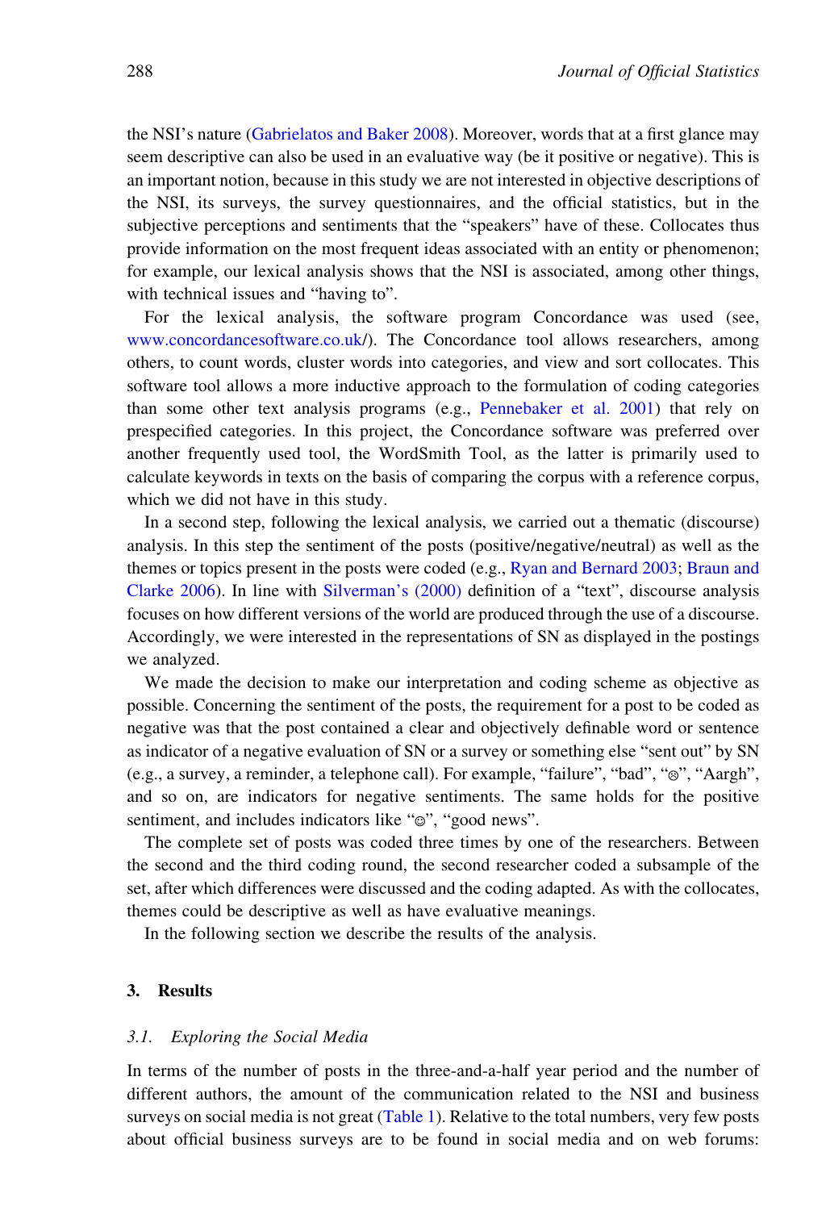the NSI's nature (Gabrielatos and Baker 2008). Moreover, words that at a first glance may seem descriptive can also be used in an evaluative way (be it positive or negative). This is an important notion, because in this study we are not interested in objective descriptions of the NSI, its surveys, the survey questionnaires, and the official statistics, but in the subjective perceptions and sentiments that the "speakers" have of these. Collocates thus provide information on the most frequent ideas associated with an entity or phenomenon; for example, our lexical analysis shows that the NSI is associated, among other things, with technical issues and "having to".

For the lexical analysis, the software program Concordance was used (see, www.concordancesoftware.co.uk/). The Concordance tool allows researchers, among others, to count words, cluster words into categories, and view and sort collocates. This software tool allows a more inductive approach to the formulation of coding categories than some other text analysis programs (e.g., Pennebaker et al. 2001) that rely on prespecified categories. In this project, the Concordance software was preferred over another frequently used tool, the WordSmith Tool, as the latter is primarily used to calculate keywords in texts on the basis of comparing the corpus with a reference corpus, which we did not have in this study.

In a second step, following the lexical analysis, we carried out a thematic (discourse) analysis. In this step the sentiment of the posts (positive/negative/neutral) as well as the themes or topics present in the posts were coded (e.g., Ryan and Bernard 2003; Braun and Clarke 2006). In line with Silverman's (2000) definition of a "text", discourse analysis focuses on how different versions of the world are produced through the use of a discourse. Accordingly, we were interested in the representations of SN as displayed in the postings we analyzed.

We made the decision to make our interpretation and coding scheme as objective as possible. Concerning the sentiment of the posts, the requirement for a post to be coded as negative was that the post contained a clear and objectively definable word or sentence as indicator of a negative evaluation of SN or a survey or something else "sent out" by SN (e.g., a survey, a reminder, a telephone call). For example, "failure", "bad", "☹", "Aargh", and so on, are indicators for negative sentiments. The same holds for the positive sentiment, and includes indicators like "☺", "good news".

The complete set of posts was coded three times by one of the researchers. Between the second and the third coding round, the second researcher coded a subsample of the set, after which differences were discussed and the coding adapted. As with the collocates, themes could be descriptive as well as have evaluative meanings.

In the following section we describe the results of the analysis.

## 3. Results

### 3.1. *Exploring the Social Media*

In terms of the number of posts in the three-and-a-half year period and the number of different authors, the amount of the communication related to the NSI and business surveys on social media is not great (Table 1). Relative to the total numbers, very few posts about official business surveys are to be found in social media and on web forums: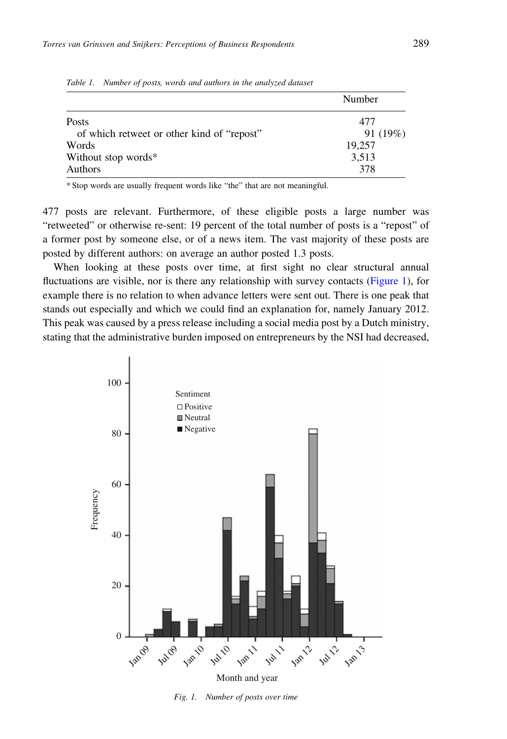*Table 1. Number of posts, words and authors in the analyzed dataset*

| | Number |
|---|---|
| Posts | 477 |
| of which retweet or other kind of "repost" | 91 (19%) |
| Words | 19,257 |
| Without stop words* | 3,513 |
| Authors | 378 |

\* Stop words are usually frequent words like "the" that are not meaningful.

477 posts are relevant. Furthermore, of these eligible posts a large number was "retweeted" or otherwise re-sent: 19 percent of the total number of posts is a "repost" of a former post by someone else, or of a news item. The vast majority of these posts are posted by different authors: on average an author posted 1.3 posts.

When looking at these posts over time, at first sight no clear structural annual fluctuations are visible, nor is there any relationship with survey contacts (Figure 1), for example there is no relation to when advance letters were sent out. There is one peak that stands out especially and which we could find an explanation for, namely January 2012. This peak was caused by a press release including a social media post by a Dutch ministry, stating that the administrative burden imposed on entrepreneurs by the NSI had decreased,

*Fig. 1. Number of posts over time*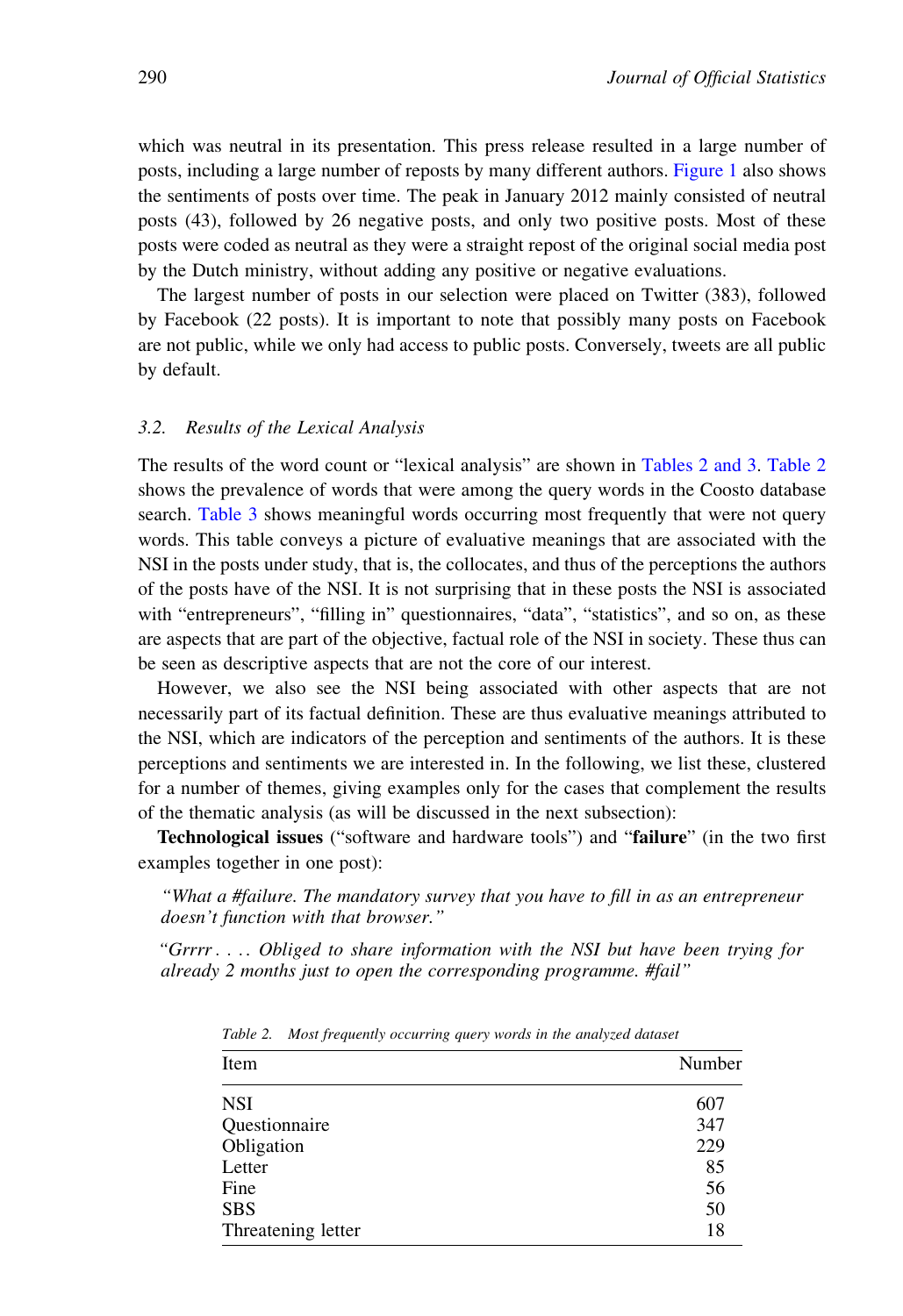which was neutral in its presentation. This press release resulted in a large number of posts, including a large number of reposts by many different authors. Figure 1 also shows the sentiments of posts over time. The peak in January 2012 mainly consisted of neutral posts (43), followed by 26 negative posts, and only two positive posts. Most of these posts were coded as neutral as they were a straight repost of the original social media post by the Dutch ministry, without adding any positive or negative evaluations.

The largest number of posts in our selection were placed on Twitter (383), followed by Facebook (22 posts). It is important to note that possibly many posts on Facebook are not public, while we only had access to public posts. Conversely, tweets are all public by default.

### 3.2. Results of the Lexical Analysis

The results of the word count or "lexical analysis" are shown in Tables 2 and 3. Table 2 shows the prevalence of words that were among the query words in the Coosto database search. Table 3 shows meaningful words occurring most frequently that were not query words. This table conveys a picture of evaluative meanings that are associated with the NSI in the posts under study, that is, the collocates, and thus of the perceptions the authors of the posts have of the NSI. It is not surprising that in these posts the NSI is associated with "entrepreneurs", "filling in" questionnaires, "data", "statistics", and so on, as these are aspects that are part of the objective, factual role of the NSI in society. These thus can be seen as descriptive aspects that are not the core of our interest.

However, we also see the NSI being associated with other aspects that are not necessarily part of its factual definition. These are thus evaluative meanings attributed to the NSI, which are indicators of the perception and sentiments of the authors. It is these perceptions and sentiments we are interested in. In the following, we list these, clustered for a number of themes, giving examples only for the cases that complement the results of the thematic analysis (as will be discussed in the next subsection):

**Technological issues** ("software and hardware tools") and "**failure**" (in the two first examples together in one post):

> *"What a #failure. The mandatory survey that you have to fill in as an entrepreneur doesn't function with that browser."*

> *"Grrrr.... Obliged to share information with the NSI but have been trying for already 2 months just to open the corresponding programme. #fail"*

*Table 2. Most frequently occurring query words in the analyzed dataset*

| Item | Number |
|---|---|
| NSI | 607 |
| Questionnaire | 347 |
| Obligation | 229 |
| Letter | 85 |
| Fine | 56 |
| SBS | 50 |
| Threatening letter | 18 |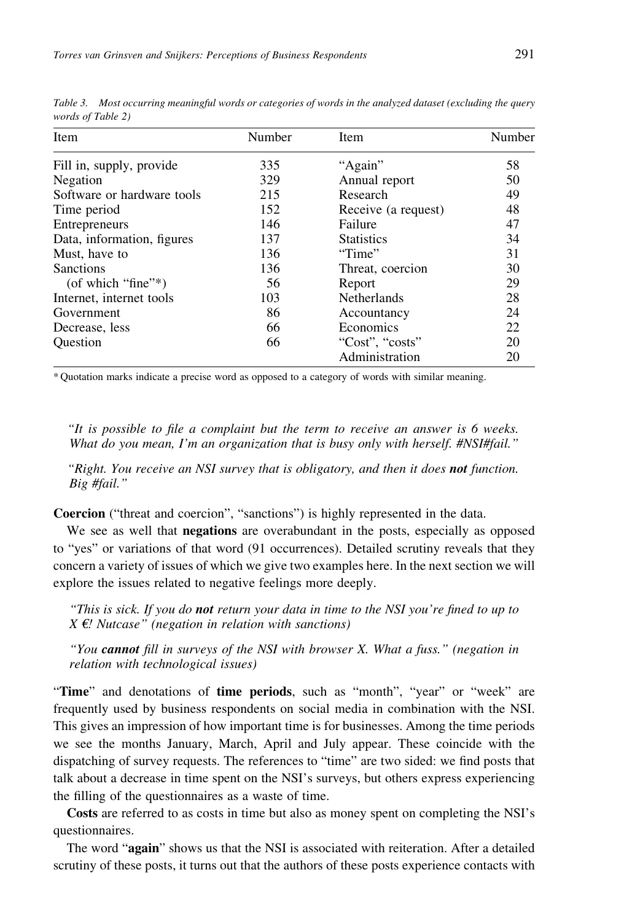Table 3. Most occurring meaningful words or categories of words in the analyzed dataset (excluding the query words of Table 2)

| Item | Number | Item | Number |
|---|---|---|---|
| Fill in, supply, provide | 335 | "Again" | 58 |
| Negation | 329 | Annual report | 50 |
| Software or hardware tools | 215 | Research | 49 |
| Time period | 152 | Receive (a request) | 48 |
| Entrepreneurs | 146 | Failure | 47 |
| Data, information, figures | 137 | Statistics | 34 |
| Must, have to | 136 | "Time" | 31 |
| Sanctions | 136 | Threat, coercion | 30 |
| (of which "fine"*) | 56 | Report | 29 |
| Internet, internet tools | 103 | Netherlands | 28 |
| Government | 86 | Accountancy | 24 |
| Decrease, less | 66 | Economics | 22 |
| Question | 66 | "Cost", "costs" | 20 |
| | | Administration | 20 |

* Quotation marks indicate a precise word as opposed to a category of words with similar meaning.

> *"It is possible to file a complaint but the term to receive an answer is 6 weeks. What do you mean, I'm an organization that is busy only with herself. #NSI#fail."*

> *"Right. You receive an NSI survey that is obligatory, and then it does **not** function. Big #fail."*

**Coercion** ("threat and coercion", "sanctions") is highly represented in the data.

We see as well that **negations** are overabundant in the posts, especially as opposed to "yes" or variations of that word (91 occurrences). Detailed scrutiny reveals that they concern a variety of issues of which we give two examples here. In the next section we will explore the issues related to negative feelings more deeply.

> *"This is sick. If you do **not** return your data in time to the NSI you're fined to up to X €! Nutcase" (negation in relation with sanctions)*

> *"You **cannot** fill in surveys of the NSI with browser X. What a fuss." (negation in relation with technological issues)*

"**Time**" and denotations of **time periods**, such as "month", "year" or "week" are frequently used by business respondents on social media in combination with the NSI. This gives an impression of how important time is for businesses. Among the time periods we see the months January, March, April and July appear. These coincide with the dispatching of survey requests. The references to "time" are two sided: we find posts that talk about a decrease in time spent on the NSI's surveys, but others express experiencing the filling of the questionnaires as a waste of time.

**Costs** are referred to as costs in time but also as money spent on completing the NSI's questionnaires.

The word "**again**" shows us that the NSI is associated with reiteration. After a detailed scrutiny of these posts, it turns out that the authors of these posts experience contacts with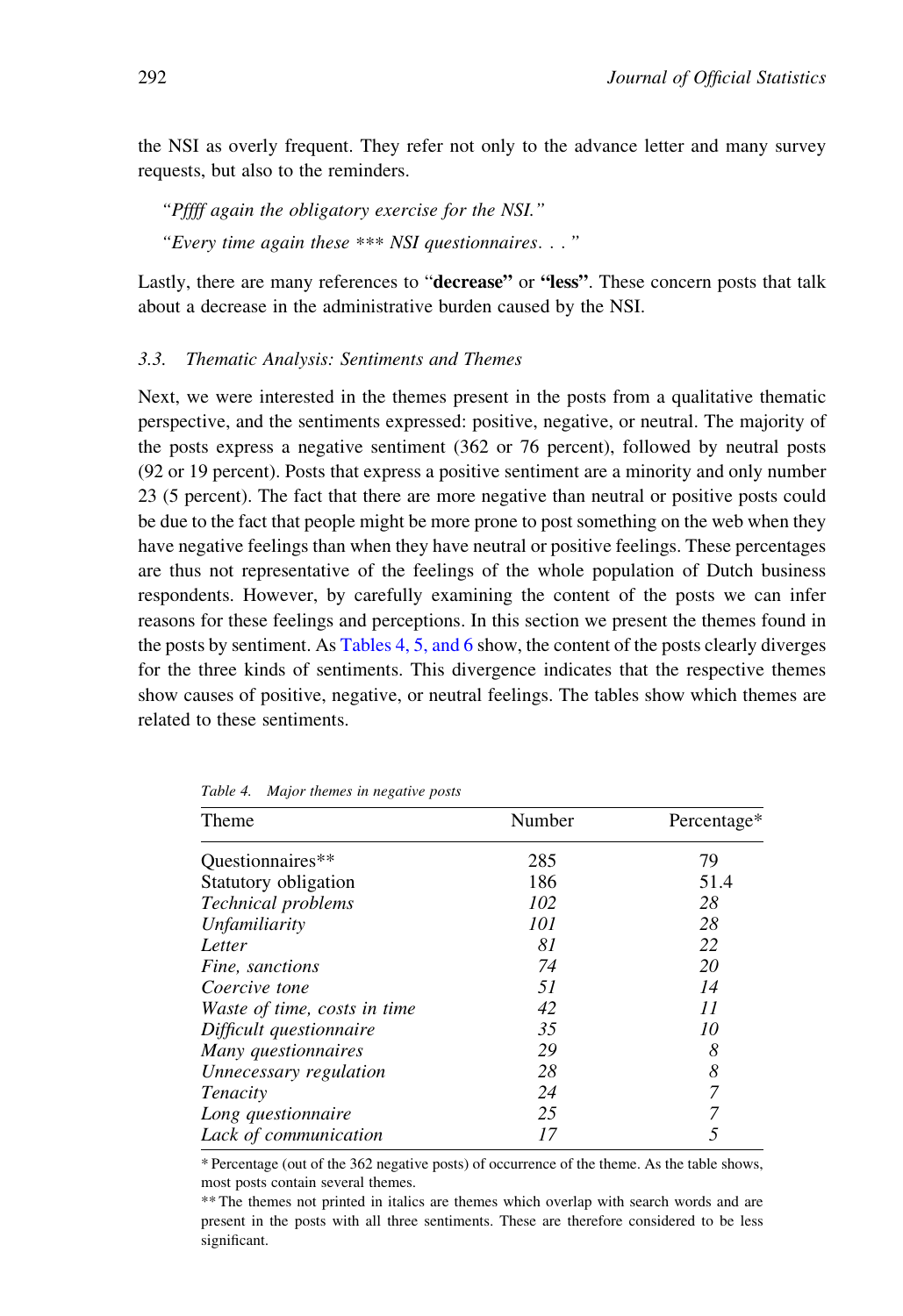the NSI as overly frequent. They refer not only to the advance letter and many survey requests, but also to the reminders.

> *"Pffff again the obligatory exercise for the NSI."*
>
> *"Every time again these *** NSI questionnaires. . ."*

Lastly, there are many references to "**decrease"** or **"less"**. These concern posts that talk about a decrease in the administrative burden caused by the NSI.

### 3.3. Thematic Analysis: Sentiments and Themes

Next, we were interested in the themes present in the posts from a qualitative thematic perspective, and the sentiments expressed: positive, negative, or neutral. The majority of the posts express a negative sentiment (362 or 76 percent), followed by neutral posts (92 or 19 percent). Posts that express a positive sentiment are a minority and only number 23 (5 percent). The fact that there are more negative than neutral or positive posts could be due to the fact that people might be more prone to post something on the web when they have negative feelings than when they have neutral or positive feelings. These percentages are thus not representative of the feelings of the whole population of Dutch business respondents. However, by carefully examining the content of the posts we can infer reasons for these feelings and perceptions. In this section we present the themes found in the posts by sentiment. As Tables 4, 5, and 6 show, the content of the posts clearly diverges for the three kinds of sentiments. This divergence indicates that the respective themes show causes of positive, negative, or neutral feelings. The tables show which themes are related to these sentiments.

*Table 4. Major themes in negative posts*

| Theme | Number | Percentage* |
|---|---|---|
| Questionnaires** | 285 | 79 |
| Statutory obligation | 186 | 51.4 |
| *Technical problems* | *102* | *28* |
| *Unfamiliarity* | *101* | *28* |
| *Letter* | *81* | *22* |
| *Fine, sanctions* | *74* | *20* |
| *Coercive tone* | *51* | *14* |
| *Waste of time, costs in time* | *42* | *11* |
| *Difficult questionnaire* | *35* | *10* |
| *Many questionnaires* | *29* | *8* |
| *Unnecessary regulation* | *28* | *8* |
| *Tenacity* | *24* | *7* |
| *Long questionnaire* | *25* | *7* |
| *Lack of communication* | *17* | *5* |

* Percentage (out of the 362 negative posts) of occurrence of the theme. As the table shows, most posts contain several themes.

** The themes not printed in italics are themes which overlap with search words and are present in the posts with all three sentiments. These are therefore considered to be less significant.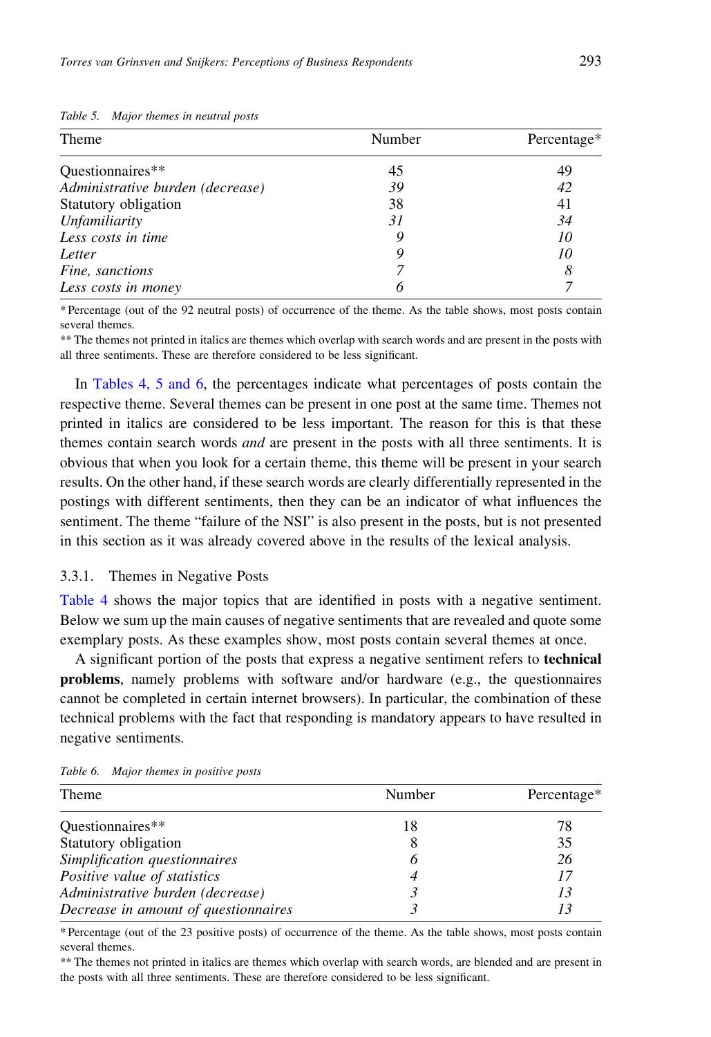Table 5. Major themes in neutral posts

| Theme | Number | Percentage* |
|---|---|---|
| Questionnaires** | 45 | 49 |
| *Administrative burden (decrease)* | *39* | *42* |
| Statutory obligation | 38 | 41 |
| *Unfamiliarity* | *31* | *34* |
| *Less costs in time* | *9* | *10* |
| *Letter* | *9* | *10* |
| *Fine, sanctions* | *7* | *8* |
| *Less costs in money* | *6* | *7* |

\* Percentage (out of the 92 neutral posts) of occurrence of the theme. As the table shows, most posts contain several themes.

\** The themes not printed in italics are themes which overlap with search words and are present in the posts with all three sentiments. These are therefore considered to be less significant.

In Tables 4, 5 and 6, the percentages indicate what percentages of posts contain the respective theme. Several themes can be present in one post at the same time. Themes not printed in italics are considered to be less important. The reason for this is that these themes contain search words *and* are present in the posts with all three sentiments. It is obvious that when you look for a certain theme, this theme will be present in your search results. On the other hand, if these search words are clearly differentially represented in the postings with different sentiments, then they can be an indicator of what influences the sentiment. The theme "failure of the NSI" is also present in the posts, but is not presented in this section as it was already covered above in the results of the lexical analysis.

### 3.3.1. Themes in Negative Posts

Table 4 shows the major topics that are identified in posts with a negative sentiment. Below we sum up the main causes of negative sentiments that are revealed and quote some exemplary posts. As these examples show, most posts contain several themes at once.

A significant portion of the posts that express a negative sentiment refers to **technical problems**, namely problems with software and/or hardware (e.g., the questionnaires cannot be completed in certain internet browsers). In particular, the combination of these technical problems with the fact that responding is mandatory appears to have resulted in negative sentiments.

Table 6. Major themes in positive posts

| Theme | Number | Percentage* |
|---|---|---|
| Questionnaires** | 18 | 78 |
| Statutory obligation | 8 | 35 |
| *Simplification questionnaires* | *6* | *26* |
| *Positive value of statistics* | *4* | *17* |
| *Administrative burden (decrease)* | *3* | *13* |
| *Decrease in amount of questionnaires* | *3* | *13* |

\* Percentage (out of the 23 positive posts) of occurrence of the theme. As the table shows, most posts contain several themes.

\** The themes not printed in italics are themes which overlap with search words, are blended and are present in the posts with all three sentiments. These are therefore considered to be less significant.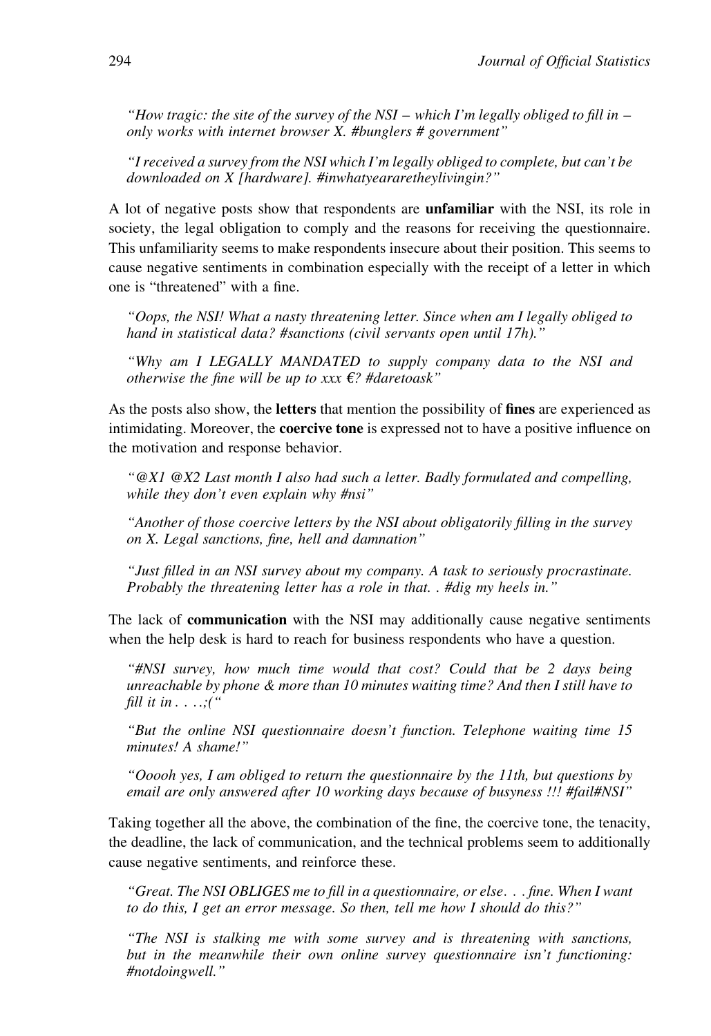*"How tragic: the site of the survey of the NSI – which I'm legally obliged to fill in – only works with internet browser X. #bunglers # government"*

*"I received a survey from the NSI which I'm legally obliged to complete, but can't be downloaded on X [hardware]. #inwhatyeararetheylivingin?"*

A lot of negative posts show that respondents are **unfamiliar** with the NSI, its role in society, the legal obligation to comply and the reasons for receiving the questionnaire. This unfamiliarity seems to make respondents insecure about their position. This seems to cause negative sentiments in combination especially with the receipt of a letter in which one is "threatened" with a fine.

*"Oops, the NSI! What a nasty threatening letter. Since when am I legally obliged to hand in statistical data? #sanctions (civil servants open until 17h)."*

*"Why am I LEGALLY MANDATED to supply company data to the NSI and otherwise the fine will be up to xxx €? #daretoask"*

As the posts also show, the **letters** that mention the possibility of **fines** are experienced as intimidating. Moreover, the **coercive tone** is expressed not to have a positive influence on the motivation and response behavior.

*"@X1 @X2 Last month I also had such a letter. Badly formulated and compelling, while they don't even explain why #nsi"*

*"Another of those coercive letters by the NSI about obligatorily filling in the survey on X. Legal sanctions, fine, hell and damnation"*

*"Just filled in an NSI survey about my company. A task to seriously procrastinate. Probably the threatening letter has a role in that. . #dig my heels in."*

The lack of **communication** with the NSI may additionally cause negative sentiments when the help desk is hard to reach for business respondents who have a question.

*"#NSI survey, how much time would that cost? Could that be 2 days being unreachable by phone & more than 10 minutes waiting time? And then I still have to fill it in . . . .;("*

*"But the online NSI questionnaire doesn't function. Telephone waiting time 15 minutes! A shame!"*

*"Ooooh yes, I am obliged to return the questionnaire by the 11th, but questions by email are only answered after 10 working days because of busyness !!! #fail#NSI"*

Taking together all the above, the combination of the fine, the coercive tone, the tenacity, the deadline, the lack of communication, and the technical problems seem to additionally cause negative sentiments, and reinforce these.

*"Great. The NSI OBLIGES me to fill in a questionnaire, or else. . . fine. When I want to do this, I get an error message. So then, tell me how I should do this?"*

*"The NSI is stalking me with some survey and is threatening with sanctions, but in the meanwhile their own online survey questionnaire isn't functioning: #notdoingwell."*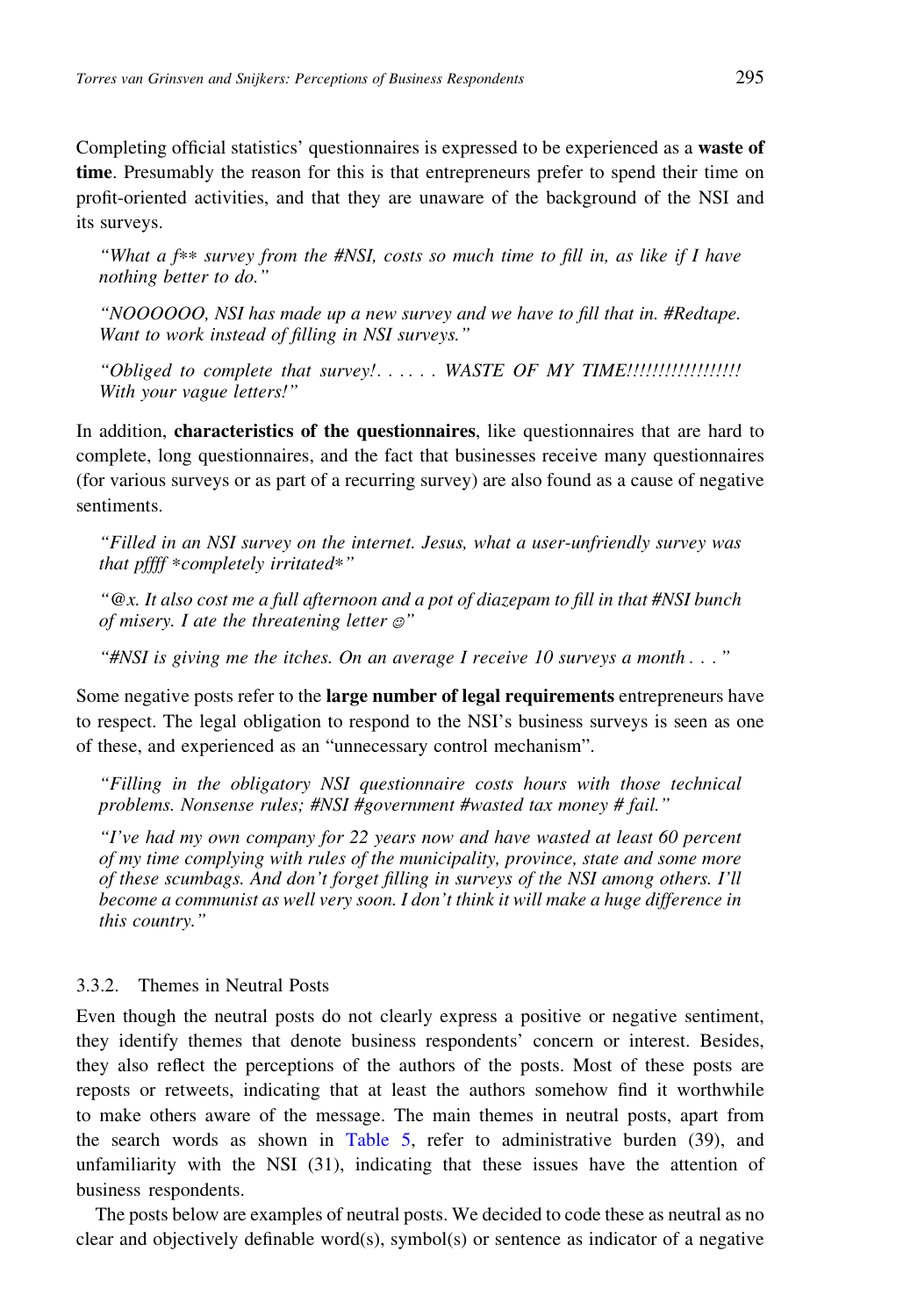Completing official statistics' questionnaires is expressed to be experienced as a **waste of time**. Presumably the reason for this is that entrepreneurs prefer to spend their time on profit-oriented activities, and that they are unaware of the background of the NSI and its surveys.

> *"What a f** survey from the #NSI, costs so much time to fill in, as like if I have nothing better to do."*
>
> *"NOOOOOO, NSI has made up a new survey and we have to fill that in. #Redtape. Want to work instead of filling in NSI surveys."*
>
> *"Obliged to complete that survey!. . . . . . WASTE OF MY TIME!!!!!!!!!!!!!!!!!! With your vague letters!"*

In addition, **characteristics of the questionnaires**, like questionnaires that are hard to complete, long questionnaires, and the fact that businesses receive many questionnaires (for various surveys or as part of a recurring survey) are also found as a cause of negative sentiments.

> *"Filled in an NSI survey on the internet. Jesus, what a user-unfriendly survey was that pffff *completely irritated*"*
>
> *"@x. It also cost me a full afternoon and a pot of diazepam to fill in that #NSI bunch of misery. I ate the threatening letter ☺"*
>
> *"#NSI is giving me the itches. On an average I receive 10 surveys a month . . ."*

Some negative posts refer to the **large number of legal requirements** entrepreneurs have to respect. The legal obligation to respond to the NSI's business surveys is seen as one of these, and experienced as an "unnecessary control mechanism".

> *"Filling in the obligatory NSI questionnaire costs hours with those technical problems. Nonsense rules; #NSI #government #wasted tax money # fail."*
>
> *"I've had my own company for 22 years now and have wasted at least 60 percent of my time complying with rules of the municipality, province, state and some more of these scumbags. And don't forget filling in surveys of the NSI among others. I'll become a communist as well very soon. I don't think it will make a huge difference in this country."*

#### 3.3.2. Themes in Neutral Posts

Even though the neutral posts do not clearly express a positive or negative sentiment, they identify themes that denote business respondents' concern or interest. Besides, they also reflect the perceptions of the authors of the posts. Most of these posts are reposts or retweets, indicating that at least the authors somehow find it worthwhile to make others aware of the message. The main themes in neutral posts, apart from the search words as shown in Table 5, refer to administrative burden (39), and unfamiliarity with the NSI (31), indicating that these issues have the attention of business respondents.

The posts below are examples of neutral posts. We decided to code these as neutral as no clear and objectively definable word(s), symbol(s) or sentence as indicator of a negative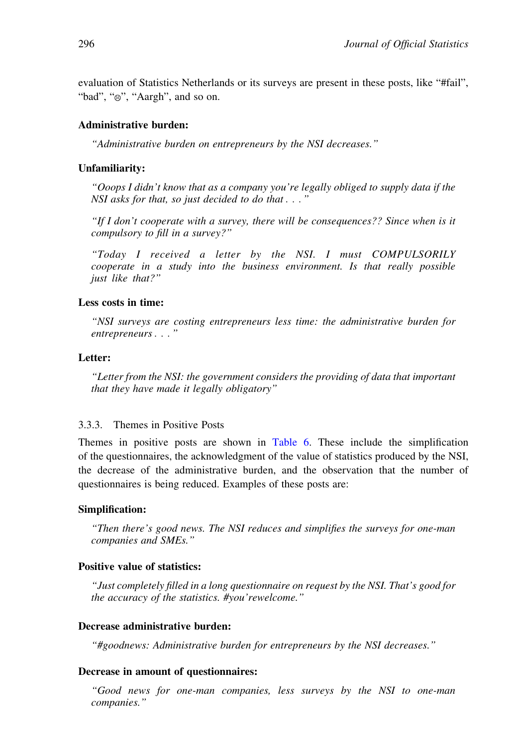evaluation of Statistics Netherlands or its surveys are present in these posts, like "#fail", "bad", "☹", "Aargh", and so on.

**Administrative burden:**

> *"Administrative burden on entrepreneurs by the NSI decreases."*

**Unfamiliarity:**

> *"Ooops I didn't know that as a company you're legally obliged to supply data if the NSI asks for that, so just decided to do that . . ."*

> *"If I don't cooperate with a survey, there will be consequences?? Since when is it compulsory to fill in a survey?"*

> *"Today I received a letter by the NSI. I must COMPULSORILY cooperate in a study into the business environment. Is that really possible just like that?"*

**Less costs in time:**

> *"NSI surveys are costing entrepreneurs less time: the administrative burden for entrepreneurs . . ."*

**Letter:**

> *"Letter from the NSI: the government considers the providing of data that important that they have made it legally obligatory"*

### 3.3.3. Themes in Positive Posts

Themes in positive posts are shown in Table 6. These include the simplification of the questionnaires, the acknowledgment of the value of statistics produced by the NSI, the decrease of the administrative burden, and the observation that the number of questionnaires is being reduced. Examples of these posts are:

**Simplification:**

> *"Then there's good news. The NSI reduces and simplifies the surveys for one-man companies and SMEs."*

**Positive value of statistics:**

> *"Just completely filled in a long questionnaire on request by the NSI. That's good for the accuracy of the statistics. #you'rewelcome."*

**Decrease administrative burden:**

> *"#goodnews: Administrative burden for entrepreneurs by the NSI decreases."*

**Decrease in amount of questionnaires:**

> *"Good news for one-man companies, less surveys by the NSI to one-man companies."*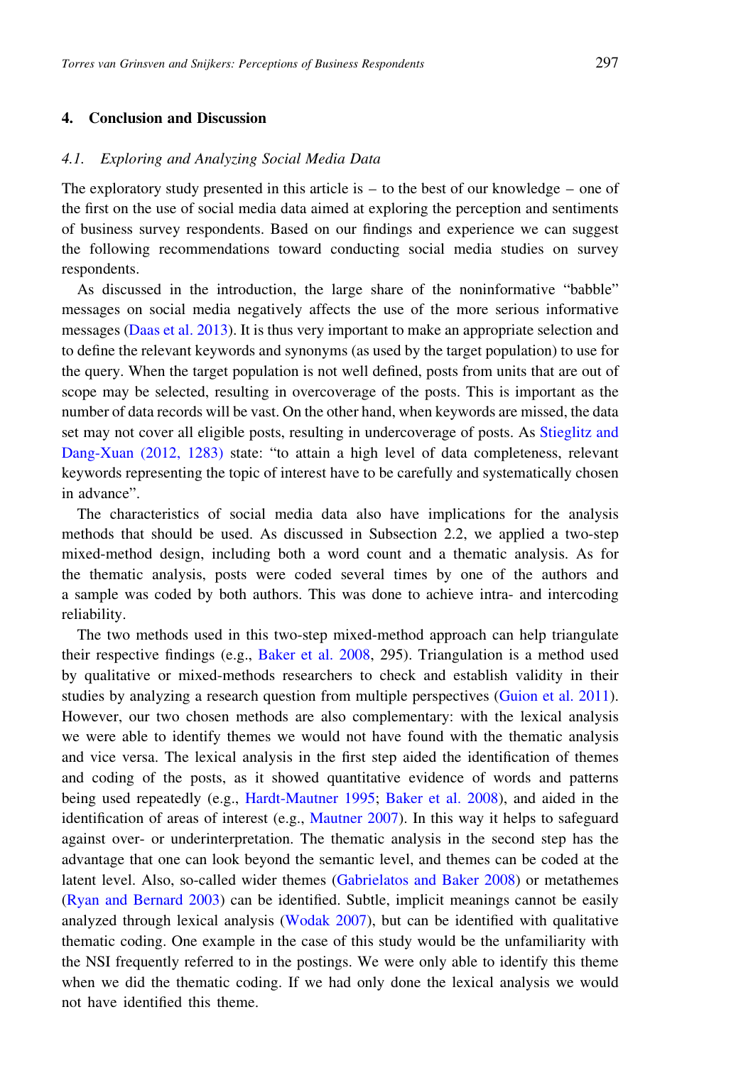## 4. Conclusion and Discussion

### 4.1. Exploring and Analyzing Social Media Data

The exploratory study presented in this article is – to the best of our knowledge – one of the first on the use of social media data aimed at exploring the perception and sentiments of business survey respondents. Based on our findings and experience we can suggest the following recommendations toward conducting social media studies on survey respondents.

As discussed in the introduction, the large share of the noninformative "babble" messages on social media negatively affects the use of the more serious informative messages (Daas et al. 2013). It is thus very important to make an appropriate selection and to define the relevant keywords and synonyms (as used by the target population) to use for the query. When the target population is not well defined, posts from units that are out of scope may be selected, resulting in overcoverage of the posts. This is important as the number of data records will be vast. On the other hand, when keywords are missed, the data set may not cover all eligible posts, resulting in undercoverage of posts. As Stieglitz and Dang-Xuan (2012, 1283) state: "to attain a high level of data completeness, relevant keywords representing the topic of interest have to be carefully and systematically chosen in advance".

The characteristics of social media data also have implications for the analysis methods that should be used. As discussed in Subsection 2.2, we applied a two-step mixed-method design, including both a word count and a thematic analysis. As for the thematic analysis, posts were coded several times by one of the authors and a sample was coded by both authors. This was done to achieve intra- and intercoding reliability.

The two methods used in this two-step mixed-method approach can help triangulate their respective findings (e.g., Baker et al. 2008, 295). Triangulation is a method used by qualitative or mixed-methods researchers to check and establish validity in their studies by analyzing a research question from multiple perspectives (Guion et al. 2011). However, our two chosen methods are also complementary: with the lexical analysis we were able to identify themes we would not have found with the thematic analysis and vice versa. The lexical analysis in the first step aided the identification of themes and coding of the posts, as it showed quantitative evidence of words and patterns being used repeatedly (e.g., Hardt-Mautner 1995; Baker et al. 2008), and aided in the identification of areas of interest (e.g., Mautner 2007). In this way it helps to safeguard against over- or underinterpretation. The thematic analysis in the second step has the advantage that one can look beyond the semantic level, and themes can be coded at the latent level. Also, so-called wider themes (Gabrielatos and Baker 2008) or metathemes (Ryan and Bernard 2003) can be identified. Subtle, implicit meanings cannot be easily analyzed through lexical analysis (Wodak 2007), but can be identified with qualitative thematic coding. One example in the case of this study would be the unfamiliarity with the NSI frequently referred to in the postings. We were only able to identify this theme when we did the thematic coding. If we had only done the lexical analysis we would not have identified this theme.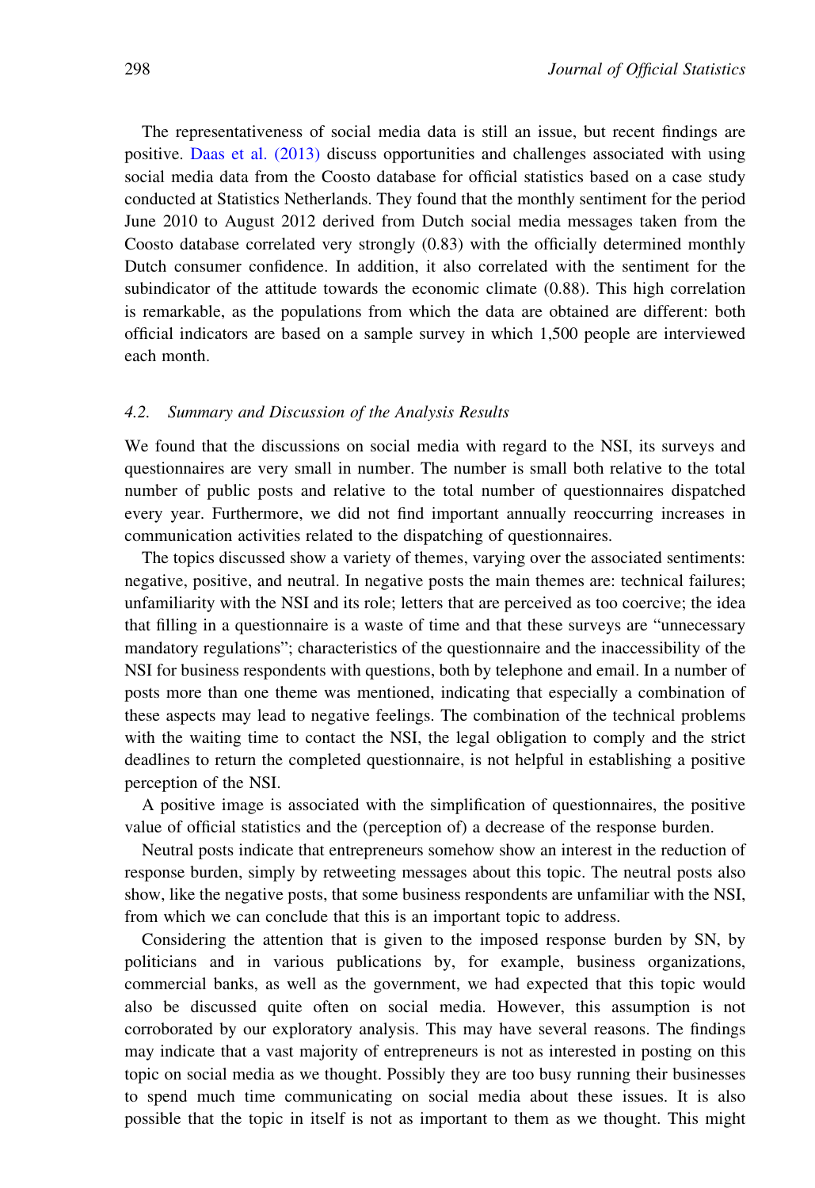The representativeness of social media data is still an issue, but recent findings are positive. Daas et al. (2013) discuss opportunities and challenges associated with using social media data from the Coosto database for official statistics based on a case study conducted at Statistics Netherlands. They found that the monthly sentiment for the period June 2010 to August 2012 derived from Dutch social media messages taken from the Coosto database correlated very strongly (0.83) with the officially determined monthly Dutch consumer confidence. In addition, it also correlated with the sentiment for the subindicator of the attitude towards the economic climate (0.88). This high correlation is remarkable, as the populations from which the data are obtained are different: both official indicators are based on a sample survey in which 1,500 people are interviewed each month.

### 4.2. *Summary and Discussion of the Analysis Results*

We found that the discussions on social media with regard to the NSI, its surveys and questionnaires are very small in number. The number is small both relative to the total number of public posts and relative to the total number of questionnaires dispatched every year. Furthermore, we did not find important annually reoccurring increases in communication activities related to the dispatching of questionnaires.

The topics discussed show a variety of themes, varying over the associated sentiments: negative, positive, and neutral. In negative posts the main themes are: technical failures; unfamiliarity with the NSI and its role; letters that are perceived as too coercive; the idea that filling in a questionnaire is a waste of time and that these surveys are "unnecessary mandatory regulations"; characteristics of the questionnaire and the inaccessibility of the NSI for business respondents with questions, both by telephone and email. In a number of posts more than one theme was mentioned, indicating that especially a combination of these aspects may lead to negative feelings. The combination of the technical problems with the waiting time to contact the NSI, the legal obligation to comply and the strict deadlines to return the completed questionnaire, is not helpful in establishing a positive perception of the NSI.

A positive image is associated with the simplification of questionnaires, the positive value of official statistics and the (perception of) a decrease of the response burden.

Neutral posts indicate that entrepreneurs somehow show an interest in the reduction of response burden, simply by retweeting messages about this topic. The neutral posts also show, like the negative posts, that some business respondents are unfamiliar with the NSI, from which we can conclude that this is an important topic to address.

Considering the attention that is given to the imposed response burden by SN, by politicians and in various publications by, for example, business organizations, commercial banks, as well as the government, we had expected that this topic would also be discussed quite often on social media. However, this assumption is not corroborated by our exploratory analysis. This may have several reasons. The findings may indicate that a vast majority of entrepreneurs is not as interested in posting on this topic on social media as we thought. Possibly they are too busy running their businesses to spend much time communicating on social media about these issues. It is also possible that the topic in itself is not as important to them as we thought. This might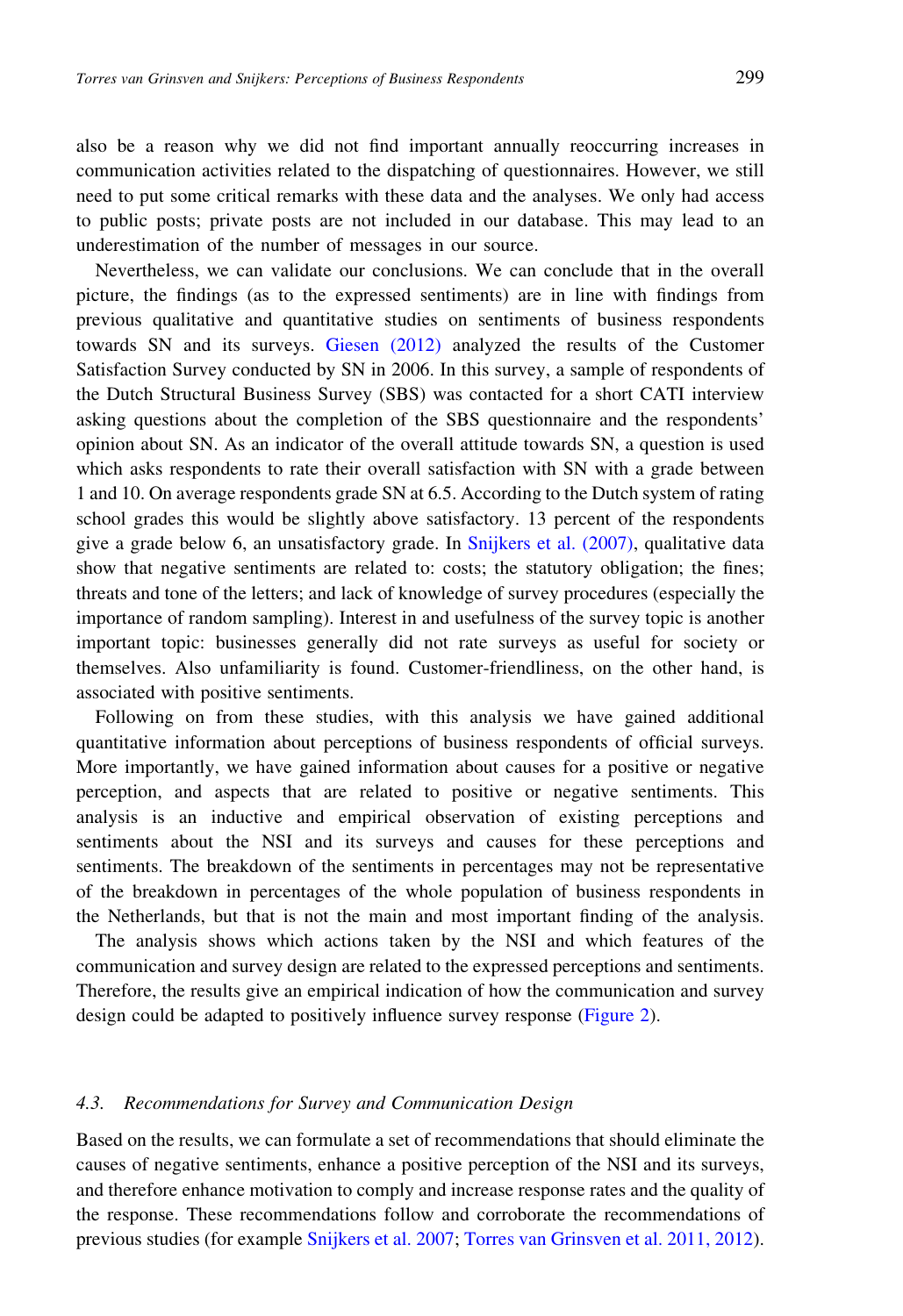also be a reason why we did not find important annually reoccurring increases in communication activities related to the dispatching of questionnaires. However, we still need to put some critical remarks with these data and the analyses. We only had access to public posts; private posts are not included in our database. This may lead to an underestimation of the number of messages in our source.

Nevertheless, we can validate our conclusions. We can conclude that in the overall picture, the findings (as to the expressed sentiments) are in line with findings from previous qualitative and quantitative studies on sentiments of business respondents towards SN and its surveys. Giesen (2012) analyzed the results of the Customer Satisfaction Survey conducted by SN in 2006. In this survey, a sample of respondents of the Dutch Structural Business Survey (SBS) was contacted for a short CATI interview asking questions about the completion of the SBS questionnaire and the respondents' opinion about SN. As an indicator of the overall attitude towards SN, a question is used which asks respondents to rate their overall satisfaction with SN with a grade between 1 and 10. On average respondents grade SN at 6.5. According to the Dutch system of rating school grades this would be slightly above satisfactory. 13 percent of the respondents give a grade below 6, an unsatisfactory grade. In Snijkers et al. (2007), qualitative data show that negative sentiments are related to: costs; the statutory obligation; the fines; threats and tone of the letters; and lack of knowledge of survey procedures (especially the importance of random sampling). Interest in and usefulness of the survey topic is another important topic: businesses generally did not rate surveys as useful for society or themselves. Also unfamiliarity is found. Customer-friendliness, on the other hand, is associated with positive sentiments.

Following on from these studies, with this analysis we have gained additional quantitative information about perceptions of business respondents of official surveys. More importantly, we have gained information about causes for a positive or negative perception, and aspects that are related to positive or negative sentiments. This analysis is an inductive and empirical observation of existing perceptions and sentiments about the NSI and its surveys and causes for these perceptions and sentiments. The breakdown of the sentiments in percentages may not be representative of the breakdown in percentages of the whole population of business respondents in the Netherlands, but that is not the main and most important finding of the analysis.

The analysis shows which actions taken by the NSI and which features of the communication and survey design are related to the expressed perceptions and sentiments. Therefore, the results give an empirical indication of how the communication and survey design could be adapted to positively influence survey response (Figure 2).

### 4.3. *Recommendations for Survey and Communication Design*

Based on the results, we can formulate a set of recommendations that should eliminate the causes of negative sentiments, enhance a positive perception of the NSI and its surveys, and therefore enhance motivation to comply and increase response rates and the quality of the response. These recommendations follow and corroborate the recommendations of previous studies (for example Snijkers et al. 2007; Torres van Grinsven et al. 2011, 2012).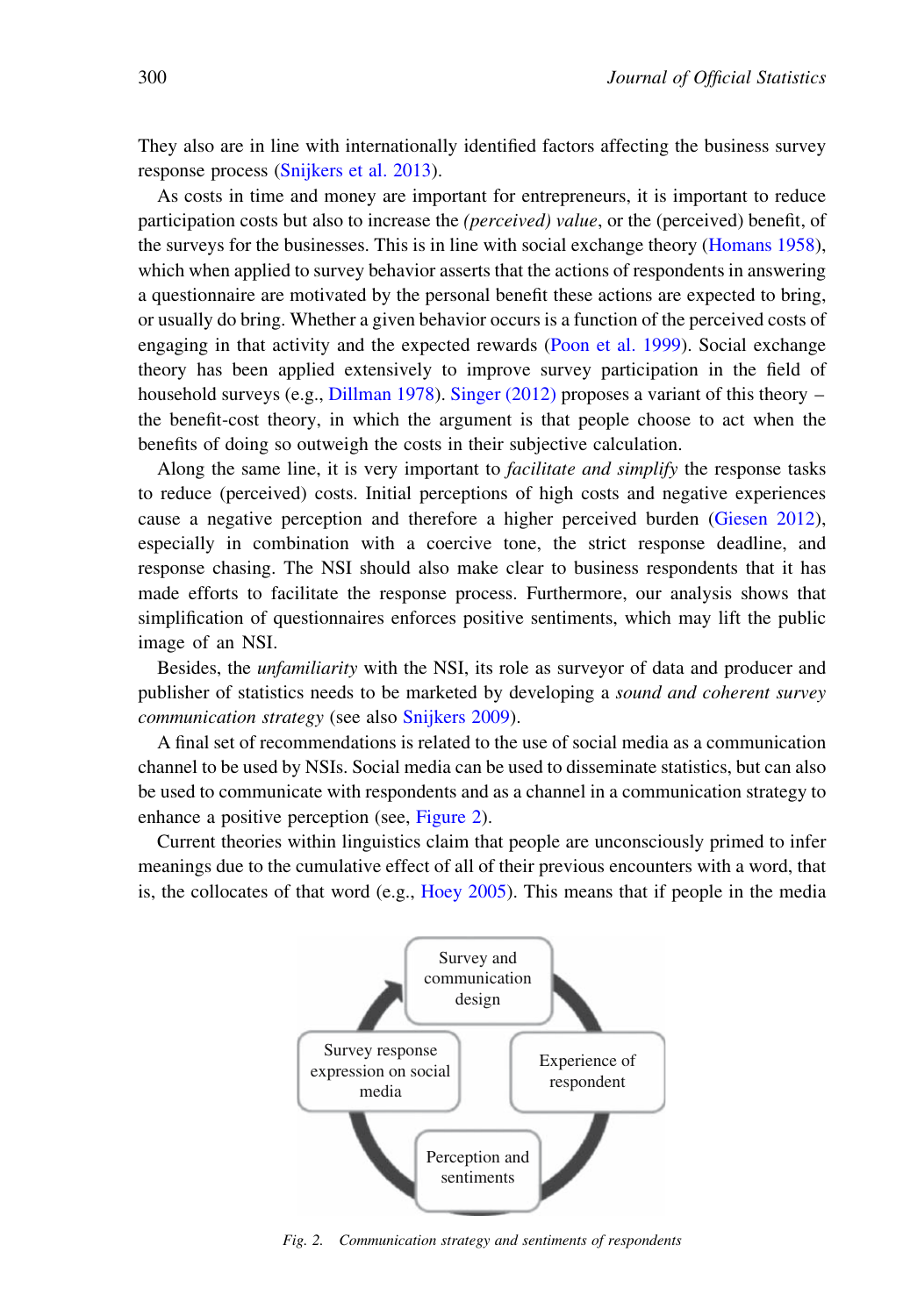They also are in line with internationally identified factors affecting the business survey response process (Snijkers et al. 2013).

As costs in time and money are important for entrepreneurs, it is important to reduce participation costs but also to increase the *(perceived) value*, or the (perceived) benefit, of the surveys for the businesses. This is in line with social exchange theory (Homans 1958), which when applied to survey behavior asserts that the actions of respondents in answering a questionnaire are motivated by the personal benefit these actions are expected to bring, or usually do bring. Whether a given behavior occurs is a function of the perceived costs of engaging in that activity and the expected rewards (Poon et al. 1999). Social exchange theory has been applied extensively to improve survey participation in the field of household surveys (e.g., Dillman 1978). Singer (2012) proposes a variant of this theory – the benefit-cost theory, in which the argument is that people choose to act when the benefits of doing so outweigh the costs in their subjective calculation.

Along the same line, it is very important to *facilitate and simplify* the response tasks to reduce (perceived) costs. Initial perceptions of high costs and negative experiences cause a negative perception and therefore a higher perceived burden (Giesen 2012), especially in combination with a coercive tone, the strict response deadline, and response chasing. The NSI should also make clear to business respondents that it has made efforts to facilitate the response process. Furthermore, our analysis shows that simplification of questionnaires enforces positive sentiments, which may lift the public image of an NSI.

Besides, the *unfamiliarity* with the NSI, its role as surveyor of data and producer and publisher of statistics needs to be marketed by developing a *sound and coherent survey communication strategy* (see also Snijkers 2009).

A final set of recommendations is related to the use of social media as a communication channel to be used by NSIs. Social media can be used to disseminate statistics, but can also be used to communicate with respondents and as a channel in a communication strategy to enhance a positive perception (see, Figure 2).

Current theories within linguistics claim that people are unconsciously primed to infer meanings due to the cumulative effect of all of their previous encounters with a word, that is, the collocates of that word (e.g., Hoey 2005). This means that if people in the media

Survey and communication design → Experience of respondent → Perception and sentiments → Survey response expression on social media → Survey and communication design

*Fig. 2. Communication strategy and sentiments of respondents*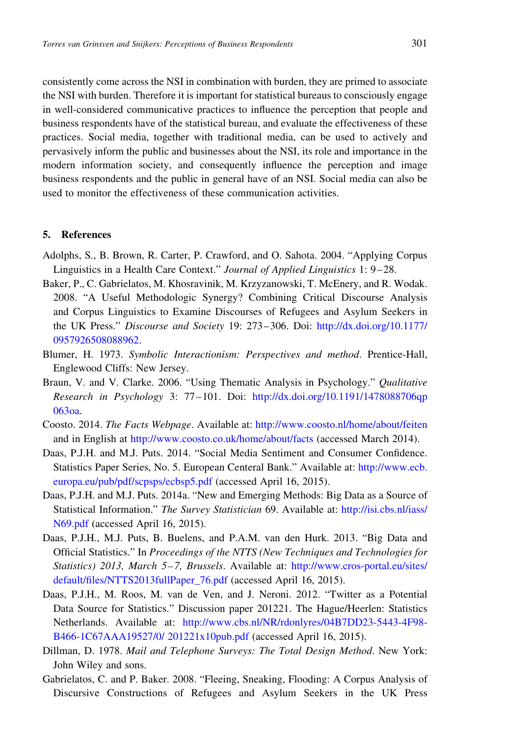consistently come across the NSI in combination with burden, they are primed to associate the NSI with burden. Therefore it is important for statistical bureaus to consciously engage in well-considered communicative practices to influence the perception that people and business respondents have of the statistical bureau, and evaluate the effectiveness of these practices. Social media, together with traditional media, can be used to actively and pervasively inform the public and businesses about the NSI, its role and importance in the modern information society, and consequently influence the perception and image business respondents and the public in general have of an NSI. Social media can also be used to monitor the effectiveness of these communication activities.

## 5. References

Adolphs, S., B. Brown, R. Carter, P. Crawford, and O. Sahota. 2004. "Applying Corpus Linguistics in a Health Care Context." *Journal of Applied Linguistics* 1: 9–28.

Baker, P., C. Gabrielatos, M. Khosravinik, M. Krzyzanowski, T. McEnery, and R. Wodak. 2008. "A Useful Methodologic Synergy? Combining Critical Discourse Analysis and Corpus Linguistics to Examine Discourses of Refugees and Asylum Seekers in the UK Press." *Discourse and Society* 19: 273–306. Doi: http://dx.doi.org/10.1177/0957926508088962.

Blumer, H. 1973. *Symbolic Interactionism: Perspectives and method*. Prentice-Hall, Englewood Cliffs: New Jersey.

Braun, V. and V. Clarke. 2006. "Using Thematic Analysis in Psychology." *Qualitative Research in Psychology* 3: 77–101. Doi: http://dx.doi.org/10.1191/1478088706qp063oa.

Coosto. 2014. *The Facts Webpage*. Available at: http://www.coosto.nl/home/about/feiten and in English at http://www.coosto.co.uk/home/about/facts (accessed March 2014).

Daas, P.J.H. and M.J. Puts. 2014. "Social Media Sentiment and Consumer Confidence. Statistics Paper Series, No. 5. European Centeral Bank." Available at: http://www.ecb.europa.eu/pub/pdf/scpsps/ecbsp5.pdf (accessed April 16, 2015).

Daas, P.J.H. and M.J. Puts. 2014a. "New and Emerging Methods: Big Data as a Source of Statistical Information." *The Survey Statistician* 69. Available at: http://isi.cbs.nl/iass/N69.pdf (accessed April 16, 2015).

Daas, P.J.H., M.J. Puts, B. Buelens, and P.A.M. van den Hurk. 2013. "Big Data and Official Statistics." In *Proceedings of the NTTS (New Techniques and Technologies for Statistics) 2013, March 5–7, Brussels*. Available at: http://www.cros-portal.eu/sites/default/files/NTTS2013fullPaper_76.pdf (accessed April 16, 2015).

Daas, P.J.H., M. Roos, M. van de Ven, and J. Neroni. 2012. "Twitter as a Potential Data Source for Statistics." Discussion paper 201221. The Hague/Heerlen: Statistics Netherlands. Available at: http://www.cbs.nl/NR/rdonlyres/04B7DD23-5443-4F98-B466-1C67AAA19527/0/ 201221x10pub.pdf (accessed April 16, 2015).

Dillman, D. 1978. *Mail and Telephone Surveys: The Total Design Method*. New York: John Wiley and sons.

Gabrielatos, C. and P. Baker. 2008. "Fleeing, Sneaking, Flooding: A Corpus Analysis of Discursive Constructions of Refugees and Asylum Seekers in the UK Press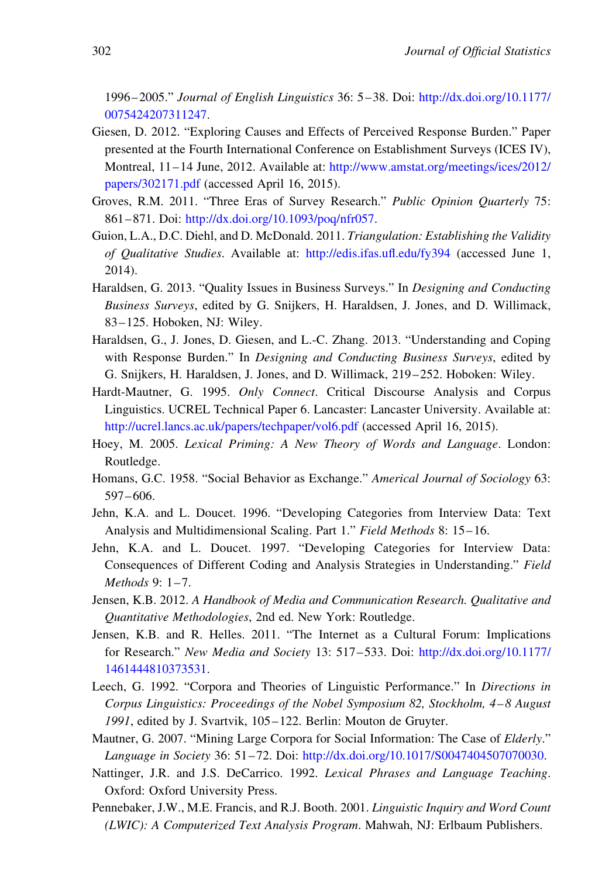1996–2005." *Journal of English Linguistics* 36: 5–38. Doi: http://dx.doi.org/10.1177/0075424207311247.

Giesen, D. 2012. "Exploring Causes and Effects of Perceived Response Burden." Paper presented at the Fourth International Conference on Establishment Surveys (ICES IV), Montreal, 11–14 June, 2012. Available at: http://www.amstat.org/meetings/ices/2012/papers/302171.pdf (accessed April 16, 2015).

Groves, R.M. 2011. "Three Eras of Survey Research." *Public Opinion Quarterly* 75: 861–871. Doi: http://dx.doi.org/10.1093/poq/nfr057.

Guion, L.A., D.C. Diehl, and D. McDonald. 2011. *Triangulation: Establishing the Validity of Qualitative Studies*. Available at: http://edis.ifas.ufl.edu/fy394 (accessed June 1, 2014).

Haraldsen, G. 2013. "Quality Issues in Business Surveys." In *Designing and Conducting Business Surveys*, edited by G. Snijkers, H. Haraldsen, J. Jones, and D. Willimack, 83–125. Hoboken, NJ: Wiley.

Haraldsen, G., J. Jones, D. Giesen, and L.-C. Zhang. 2013. "Understanding and Coping with Response Burden." In *Designing and Conducting Business Surveys*, edited by G. Snijkers, H. Haraldsen, J. Jones, and D. Willimack, 219–252. Hoboken: Wiley.

Hardt-Mautner, G. 1995. *Only Connect*. Critical Discourse Analysis and Corpus Linguistics. UCREL Technical Paper 6. Lancaster: Lancaster University. Available at: http://ucrel.lancs.ac.uk/papers/techpaper/vol6.pdf (accessed April 16, 2015).

Hoey, M. 2005. *Lexical Priming: A New Theory of Words and Language*. London: Routledge.

Homans, G.C. 1958. "Social Behavior as Exchange." *Americal Journal of Sociology* 63: 597–606.

Jehn, K.A. and L. Doucet. 1996. "Developing Categories from Interview Data: Text Analysis and Multidimensional Scaling. Part 1." *Field Methods* 8: 15–16.

Jehn, K.A. and L. Doucet. 1997. "Developing Categories for Interview Data: Consequences of Different Coding and Analysis Strategies in Understanding." *Field Methods* 9: 1–7.

Jensen, K.B. 2012. *A Handbook of Media and Communication Research. Qualitative and Quantitative Methodologies*, 2nd ed. New York: Routledge.

Jensen, K.B. and R. Helles. 2011. "The Internet as a Cultural Forum: Implications for Research." *New Media and Society* 13: 517–533. Doi: http://dx.doi.org/10.1177/1461444810373531.

Leech, G. 1992. "Corpora and Theories of Linguistic Performance." In *Directions in Corpus Linguistics: Proceedings of the Nobel Symposium 82, Stockholm, 4–8 August 1991*, edited by J. Svartvik, 105–122. Berlin: Mouton de Gruyter.

Mautner, G. 2007. "Mining Large Corpora for Social Information: The Case of *Elderly*." *Language in Society* 36: 51–72. Doi: http://dx.doi.org/10.1017/S0047404507070030.

Nattinger, J.R. and J.S. DeCarrico. 1992. *Lexical Phrases and Language Teaching*. Oxford: Oxford University Press.

Pennebaker, J.W., M.E. Francis, and R.J. Booth. 2001. *Linguistic Inquiry and Word Count (LWIC): A Computerized Text Analysis Program*. Mahwah, NJ: Erlbaum Publishers.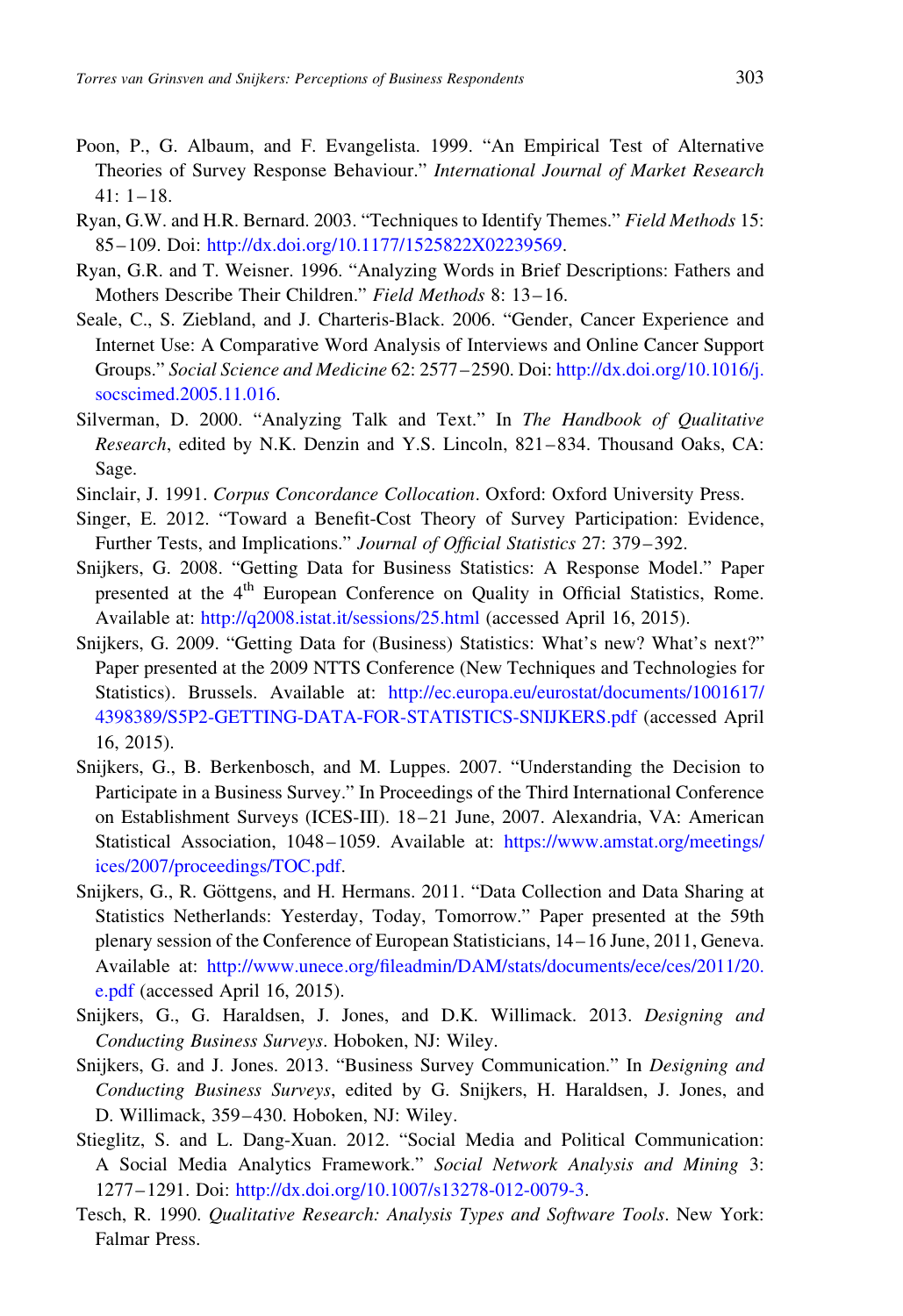Poon, P., G. Albaum, and F. Evangelista. 1999. "An Empirical Test of Alternative Theories of Survey Response Behaviour." *International Journal of Market Research* 41: 1–18.

Ryan, G.W. and H.R. Bernard. 2003. "Techniques to Identify Themes." *Field Methods* 15: 85–109. Doi: http://dx.doi.org/10.1177/1525822X02239569.

Ryan, G.R. and T. Weisner. 1996. "Analyzing Words in Brief Descriptions: Fathers and Mothers Describe Their Children." *Field Methods* 8: 13–16.

Seale, C., S. Ziebland, and J. Charteris-Black. 2006. "Gender, Cancer Experience and Internet Use: A Comparative Word Analysis of Interviews and Online Cancer Support Groups." *Social Science and Medicine* 62: 2577–2590. Doi: http://dx.doi.org/10.1016/j.socscimed.2005.11.016.

Silverman, D. 2000. "Analyzing Talk and Text." In *The Handbook of Qualitative Research*, edited by N.K. Denzin and Y.S. Lincoln, 821–834. Thousand Oaks, CA: Sage.

Sinclair, J. 1991. *Corpus Concordance Collocation*. Oxford: Oxford University Press.

Singer, E. 2012. "Toward a Benefit-Cost Theory of Survey Participation: Evidence, Further Tests, and Implications." *Journal of Official Statistics* 27: 379–392.

Snijkers, G. 2008. "Getting Data for Business Statistics: A Response Model." Paper presented at the 4th European Conference on Quality in Official Statistics, Rome. Available at: http://q2008.istat.it/sessions/25.html (accessed April 16, 2015).

Snijkers, G. 2009. "Getting Data for (Business) Statistics: What's new? What's next?" Paper presented at the 2009 NTTS Conference (New Techniques and Technologies for Statistics). Brussels. Available at: http://ec.europa.eu/eurostat/documents/1001617/4398389/S5P2-GETTING-DATA-FOR-STATISTICS-SNIJKERS.pdf (accessed April 16, 2015).

Snijkers, G., B. Berkenbosch, and M. Luppes. 2007. "Understanding the Decision to Participate in a Business Survey." In Proceedings of the Third International Conference on Establishment Surveys (ICES-III). 18–21 June, 2007. Alexandria, VA: American Statistical Association, 1048–1059. Available at: https://www.amstat.org/meetings/ices/2007/proceedings/TOC.pdf.

Snijkers, G., R. Göttgens, and H. Hermans. 2011. "Data Collection and Data Sharing at Statistics Netherlands: Yesterday, Today, Tomorrow." Paper presented at the 59th plenary session of the Conference of European Statisticians, 14–16 June, 2011, Geneva. Available at: http://www.unece.org/fileadmin/DAM/stats/documents/ece/ces/2011/20.e.pdf (accessed April 16, 2015).

Snijkers, G., G. Haraldsen, J. Jones, and D.K. Willimack. 2013. *Designing and Conducting Business Surveys*. Hoboken, NJ: Wiley.

Snijkers, G. and J. Jones. 2013. "Business Survey Communication." In *Designing and Conducting Business Surveys*, edited by G. Snijkers, H. Haraldsen, J. Jones, and D. Willimack, 359–430. Hoboken, NJ: Wiley.

Stieglitz, S. and L. Dang-Xuan. 2012. "Social Media and Political Communication: A Social Media Analytics Framework." *Social Network Analysis and Mining* 3: 1277–1291. Doi: http://dx.doi.org/10.1007/s13278-012-0079-3.

Tesch, R. 1990. *Qualitative Research: Analysis Types and Software Tools*. New York: Falmar Press.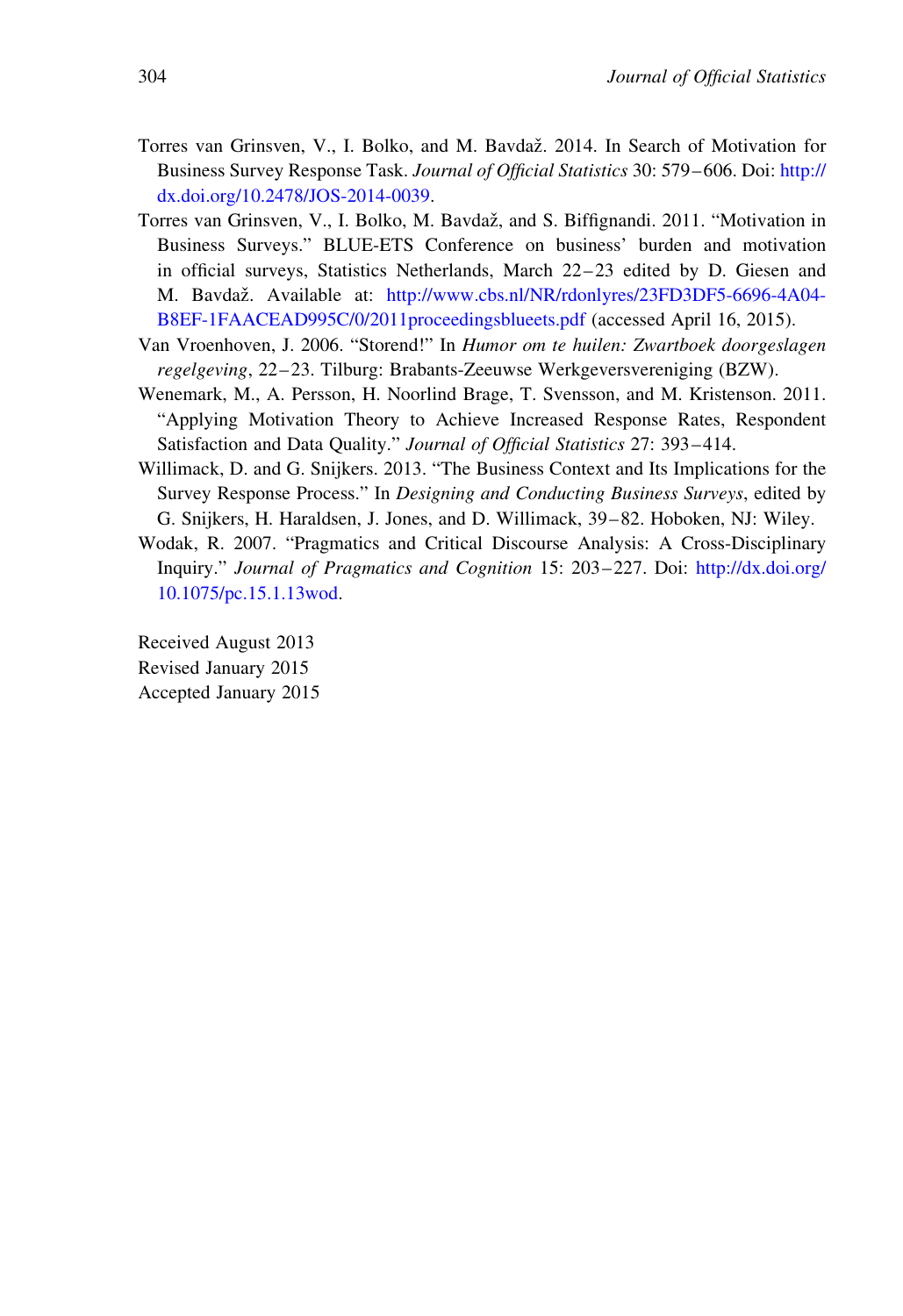Torres van Grinsven, V., I. Bolko, and M. Bavdaž. 2014. In Search of Motivation for Business Survey Response Task. *Journal of Official Statistics* 30: 579–606. Doi: http://dx.doi.org/10.2478/JOS-2014-0039.

Torres van Grinsven, V., I. Bolko, M. Bavdaž, and S. Biffignandi. 2011. "Motivation in Business Surveys." BLUE-ETS Conference on business' burden and motivation in official surveys, Statistics Netherlands, March 22–23 edited by D. Giesen and M. Bavdaž. Available at: http://www.cbs.nl/NR/rdonlyres/23FD3DF5-6696-4A04-B8EF-1FAACEAD995C/0/2011proceedingsblueets.pdf (accessed April 16, 2015).

Van Vroenhoven, J. 2006. "Storend!" In *Humor om te huilen: Zwartboek doorgeslagen regelgeving*, 22–23. Tilburg: Brabants-Zeeuwse Werkgeversvereniging (BZW).

Wenemark, M., A. Persson, H. Noorlind Brage, T. Svensson, and M. Kristenson. 2011. "Applying Motivation Theory to Achieve Increased Response Rates, Respondent Satisfaction and Data Quality." *Journal of Official Statistics* 27: 393–414.

Willimack, D. and G. Snijkers. 2013. "The Business Context and Its Implications for the Survey Response Process." In *Designing and Conducting Business Surveys*, edited by G. Snijkers, H. Haraldsen, J. Jones, and D. Willimack, 39–82. Hoboken, NJ: Wiley.

Wodak, R. 2007. "Pragmatics and Critical Discourse Analysis: A Cross-Disciplinary Inquiry." *Journal of Pragmatics and Cognition* 15: 203–227. Doi: http://dx.doi.org/10.1075/pc.15.1.13wod.

Received August 2013
Revised January 2015
Accepted January 2015